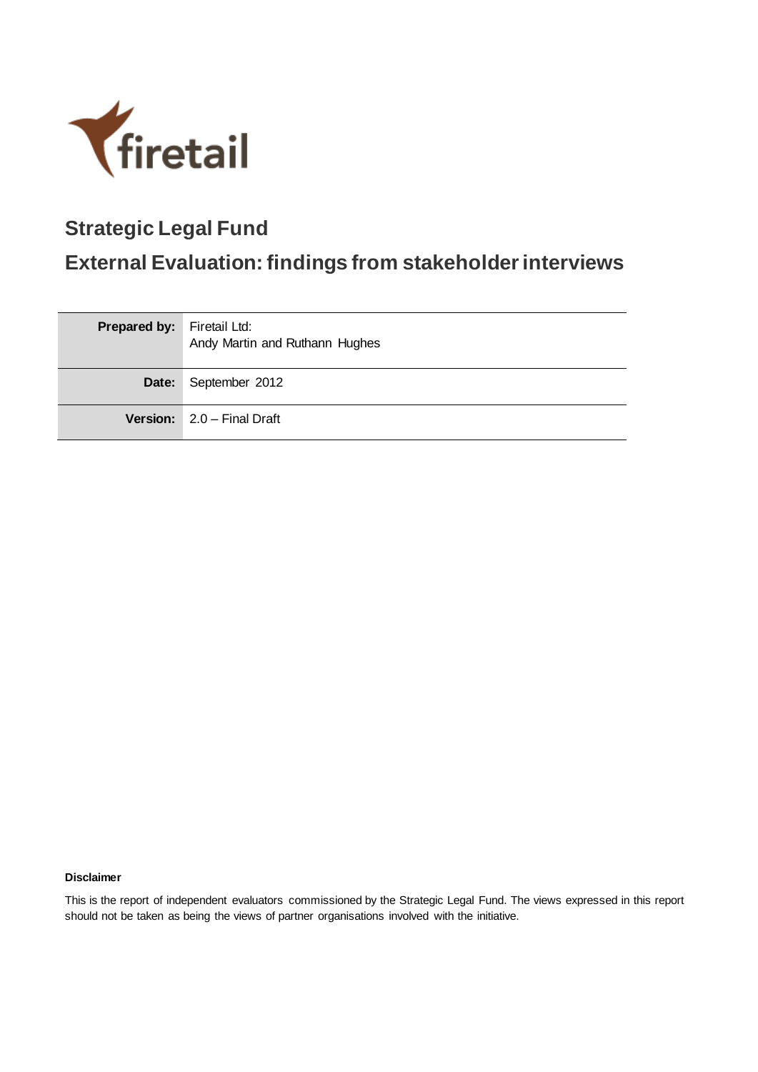firetail

# Strategic Legal Fund

## External Evaluation: findings from stakeholder interviews

| | |
|---|---|
| **Prepared by:** | Firetail Ltd:<br>Andy Martin and Ruthann Hughes |
| **Date:** | September 2012 |
| **Version:** | 2.0 – Final Draft |

**Disclaimer**

This is the report of independent evaluators commissioned by the Strategic Legal Fund. The views expressed in this report should not be taken as being the views of partner organisations involved with the initiative.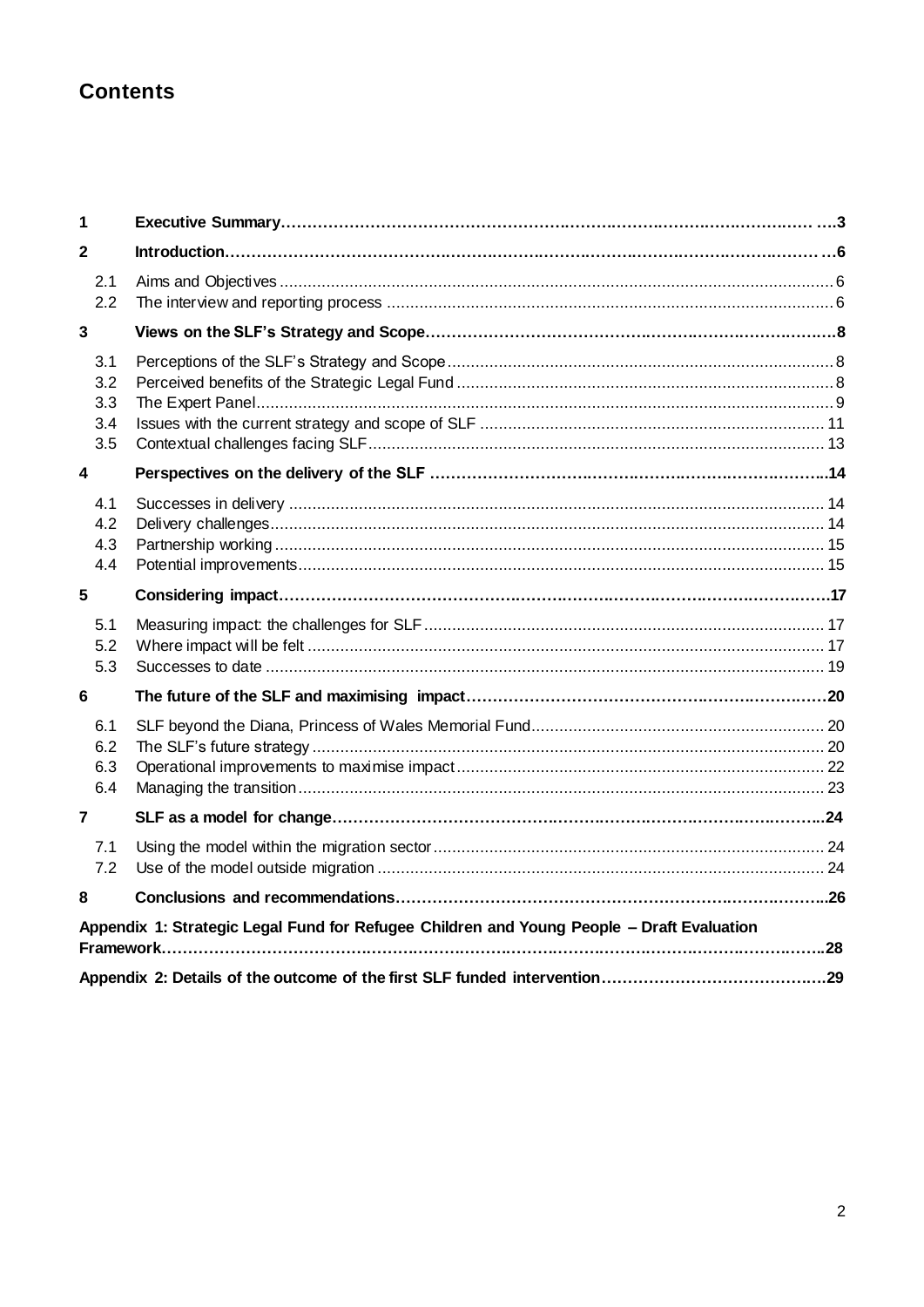# Contents

| | | |
|---|---|---|
| **1** | **Executive Summary** | **3** |
| **2** | **Introduction** | **6** |
| 2.1 | Aims and Objectives | 6 |
| 2.2 | The interview and reporting process | 6 |
| **3** | **Views on the SLF's Strategy and Scope** | **8** |
| 3.1 | Perceptions of the SLF's Strategy and Scope | 8 |
| 3.2 | Perceived benefits of the Strategic Legal Fund | 8 |
| 3.3 | The Expert Panel | 9 |
| 3.4 | Issues with the current strategy and scope of SLF | 11 |
| 3.5 | Contextual challenges facing SLF | 13 |
| **4** | **Perspectives on the delivery of the SLF** | **14** |
| 4.1 | Successes in delivery | 14 |
| 4.2 | Delivery challenges | 14 |
| 4.3 | Partnership working | 15 |
| 4.4 | Potential improvements | 15 |
| **5** | **Considering impact** | **17** |
| 5.1 | Measuring impact: the challenges for SLF | 17 |
| 5.2 | Where impact will be felt | 17 |
| 5.3 | Successes to date | 19 |
| **6** | **The future of the SLF and maximising impact** | **20** |
| 6.1 | SLF beyond the Diana, Princess of Wales Memorial Fund | 20 |
| 6.2 | The SLF's future strategy | 20 |
| 6.3 | Operational improvements to maximise impact | 22 |
| 6.4 | Managing the transition | 23 |
| **7** | **SLF as a model for change** | **24** |
| 7.1 | Using the model within the migration sector | 24 |
| 7.2 | Use of the model outside migration | 24 |
| **8** | **Conclusions and recommendations** | **26** |
| | **Appendix 1: Strategic Legal Fund for Refugee Children and Young People – Draft Evaluation Framework** | **28** |
| | **Appendix 2: Details of the outcome of the first SLF funded intervention** | **29** |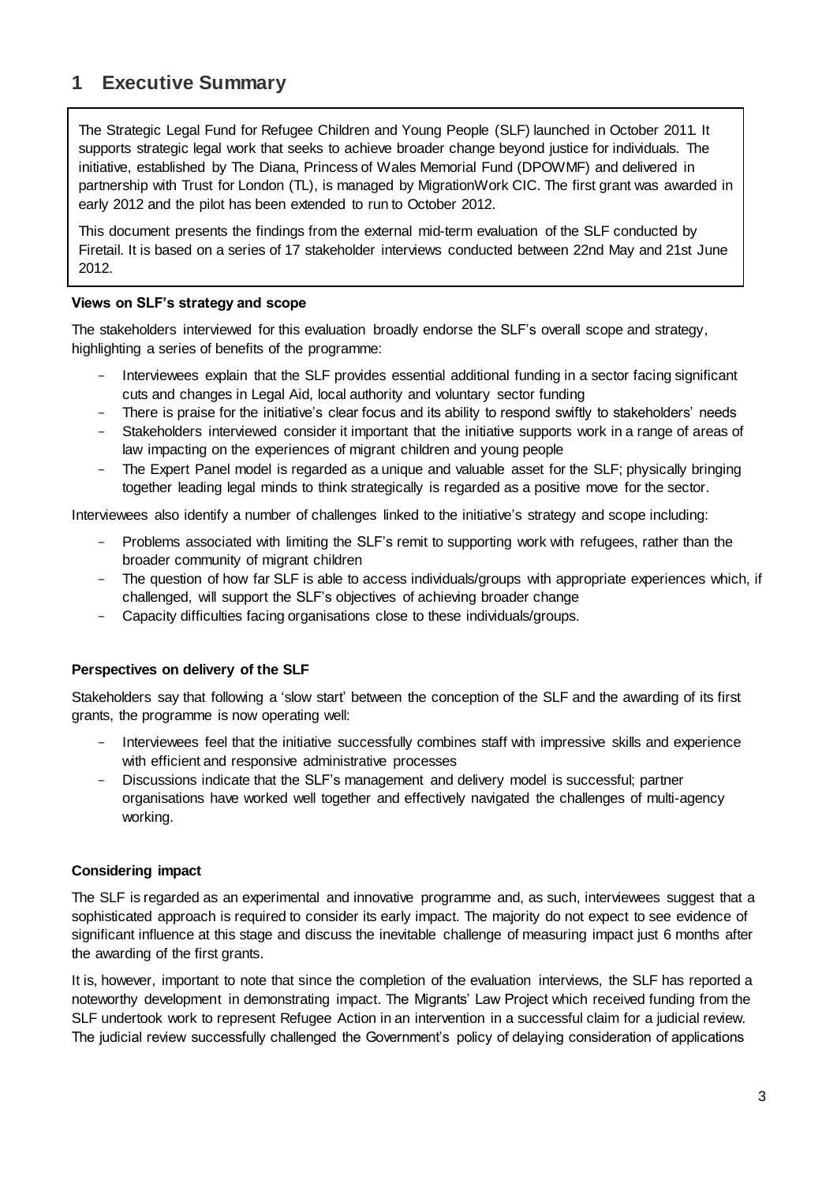# 1 Executive Summary

The Strategic Legal Fund for Refugee Children and Young People (SLF) launched in October 2011. It supports strategic legal work that seeks to achieve broader change beyond justice for individuals. The initiative, established by The Diana, Princess of Wales Memorial Fund (DPOWMF) and delivered in partnership with Trust for London (TL), is managed by MigrationWork CIC. The first grant was awarded in early 2012 and the pilot has been extended to run to October 2012.

This document presents the findings from the external mid-term evaluation of the SLF conducted by Firetail. It is based on a series of 17 stakeholder interviews conducted between 22nd May and 21st June 2012.

**Views on SLF's strategy and scope**

The stakeholders interviewed for this evaluation broadly endorse the SLF's overall scope and strategy, highlighting a series of benefits of the programme:

- Interviewees explain that the SLF provides essential additional funding in a sector facing significant cuts and changes in Legal Aid, local authority and voluntary sector funding
- There is praise for the initiative's clear focus and its ability to respond swiftly to stakeholders' needs
- Stakeholders interviewed consider it important that the initiative supports work in a range of areas of law impacting on the experiences of migrant children and young people
- The Expert Panel model is regarded as a unique and valuable asset for the SLF; physically bringing together leading legal minds to think strategically is regarded as a positive move for the sector.

Interviewees also identify a number of challenges linked to the initiative's strategy and scope including:

- Problems associated with limiting the SLF's remit to supporting work with refugees, rather than the broader community of migrant children
- The question of how far SLF is able to access individuals/groups with appropriate experiences which, if challenged, will support the SLF's objectives of achieving broader change
- Capacity difficulties facing organisations close to these individuals/groups.

**Perspectives on delivery of the SLF**

Stakeholders say that following a 'slow start' between the conception of the SLF and the awarding of its first grants, the programme is now operating well:

- Interviewees feel that the initiative successfully combines staff with impressive skills and experience with efficient and responsive administrative processes
- Discussions indicate that the SLF's management and delivery model is successful; partner organisations have worked well together and effectively navigated the challenges of multi-agency working.

**Considering impact**

The SLF is regarded as an experimental and innovative programme and, as such, interviewees suggest that a sophisticated approach is required to consider its early impact. The majority do not expect to see evidence of significant influence at this stage and discuss the inevitable challenge of measuring impact just 6 months after the awarding of the first grants.

It is, however, important to note that since the completion of the evaluation interviews, the SLF has reported a noteworthy development in demonstrating impact. The Migrants' Law Project which received funding from the SLF undertook work to represent Refugee Action in an intervention in a successful claim for a judicial review. The judicial review successfully challenged the Government's policy of delaying consideration of applications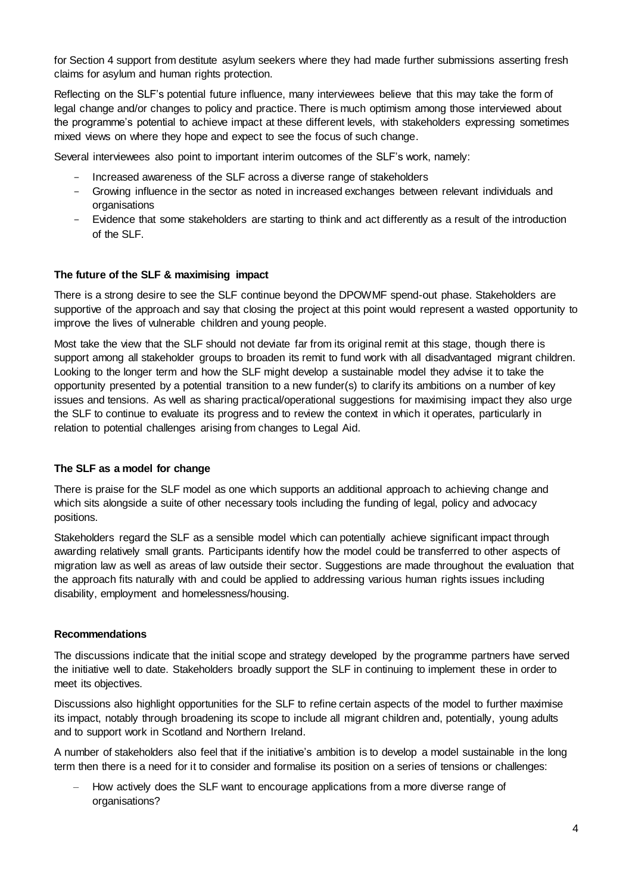for Section 4 support from destitute asylum seekers where they had made further submissions asserting fresh claims for asylum and human rights protection.

Reflecting on the SLF's potential future influence, many interviewees believe that this may take the form of legal change and/or changes to policy and practice. There is much optimism among those interviewed about the programme's potential to achieve impact at these different levels, with stakeholders expressing sometimes mixed views on where they hope and expect to see the focus of such change.

Several interviewees also point to important interim outcomes of the SLF's work, namely:

- Increased awareness of the SLF across a diverse range of stakeholders
- Growing influence in the sector as noted in increased exchanges between relevant individuals and organisations
- Evidence that some stakeholders are starting to think and act differently as a result of the introduction of the SLF.

### The future of the SLF & maximising impact

There is a strong desire to see the SLF continue beyond the DPOWMF spend-out phase. Stakeholders are supportive of the approach and say that closing the project at this point would represent a wasted opportunity to improve the lives of vulnerable children and young people.

Most take the view that the SLF should not deviate far from its original remit at this stage, though there is support among all stakeholder groups to broaden its remit to fund work with all disadvantaged migrant children. Looking to the longer term and how the SLF might develop a sustainable model they advise it to take the opportunity presented by a potential transition to a new funder(s) to clarify its ambitions on a number of key issues and tensions. As well as sharing practical/operational suggestions for maximising impact they also urge the SLF to continue to evaluate its progress and to review the context in which it operates, particularly in relation to potential challenges arising from changes to Legal Aid.

### The SLF as a model for change

There is praise for the SLF model as one which supports an additional approach to achieving change and which sits alongside a suite of other necessary tools including the funding of legal, policy and advocacy positions.

Stakeholders regard the SLF as a sensible model which can potentially achieve significant impact through awarding relatively small grants. Participants identify how the model could be transferred to other aspects of migration law as well as areas of law outside their sector. Suggestions are made throughout the evaluation that the approach fits naturally with and could be applied to addressing various human rights issues including disability, employment and homelessness/housing.

### Recommendations

The discussions indicate that the initial scope and strategy developed by the programme partners have served the initiative well to date. Stakeholders broadly support the SLF in continuing to implement these in order to meet its objectives.

Discussions also highlight opportunities for the SLF to refine certain aspects of the model to further maximise its impact, notably through broadening its scope to include all migrant children and, potentially, young adults and to support work in Scotland and Northern Ireland.

A number of stakeholders also feel that if the initiative's ambition is to develop a model sustainable in the long term then there is a need for it to consider and formalise its position on a series of tensions or challenges:

- How actively does the SLF want to encourage applications from a more diverse range of organisations?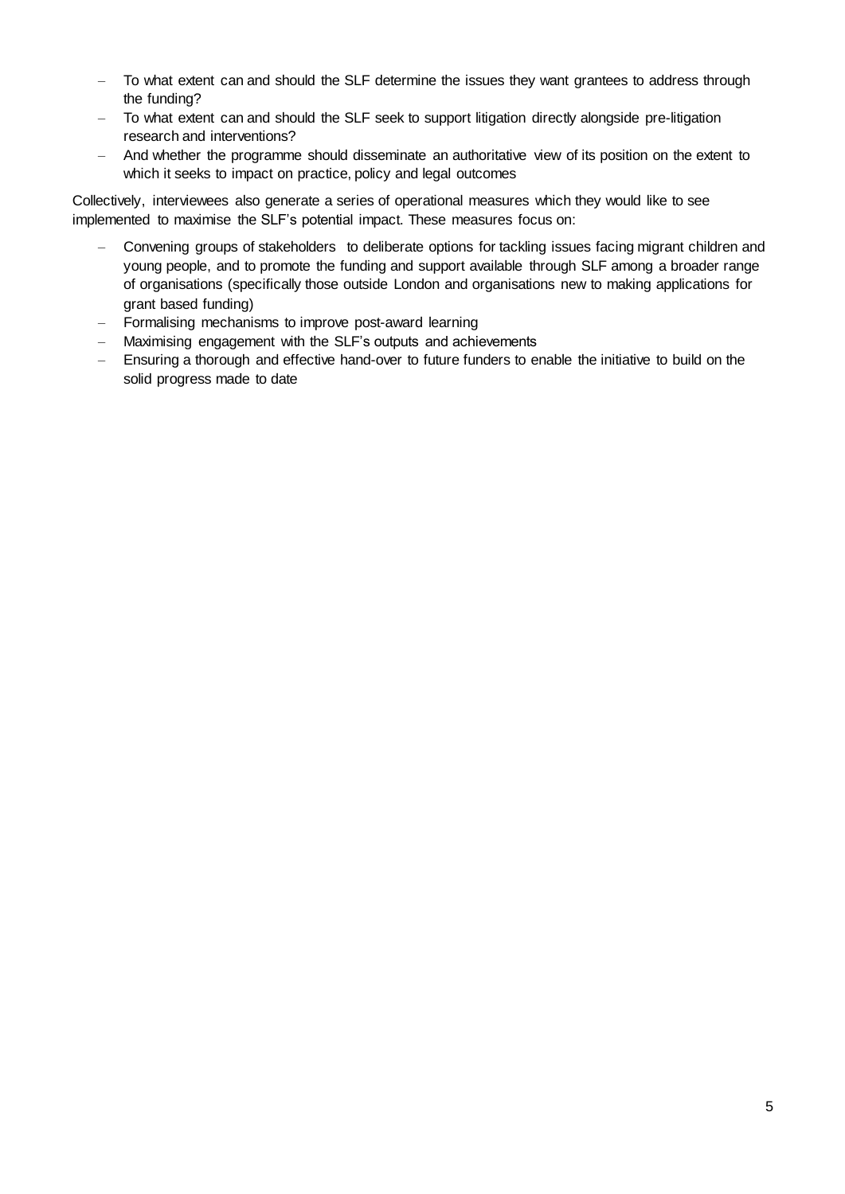- To what extent can and should the SLF determine the issues they want grantees to address through the funding?
- To what extent can and should the SLF seek to support litigation directly alongside pre-litigation research and interventions?
- And whether the programme should disseminate an authoritative view of its position on the extent to which it seeks to impact on practice, policy and legal outcomes

Collectively, interviewees also generate a series of operational measures which they would like to see implemented to maximise the SLF's potential impact. These measures focus on:

- Convening groups of stakeholders to deliberate options for tackling issues facing migrant children and young people, and to promote the funding and support available through SLF among a broader range of organisations (specifically those outside London and organisations new to making applications for grant based funding)
- Formalising mechanisms to improve post-award learning
- Maximising engagement with the SLF's outputs and achievements
- Ensuring a thorough and effective hand-over to future funders to enable the initiative to build on the solid progress made to date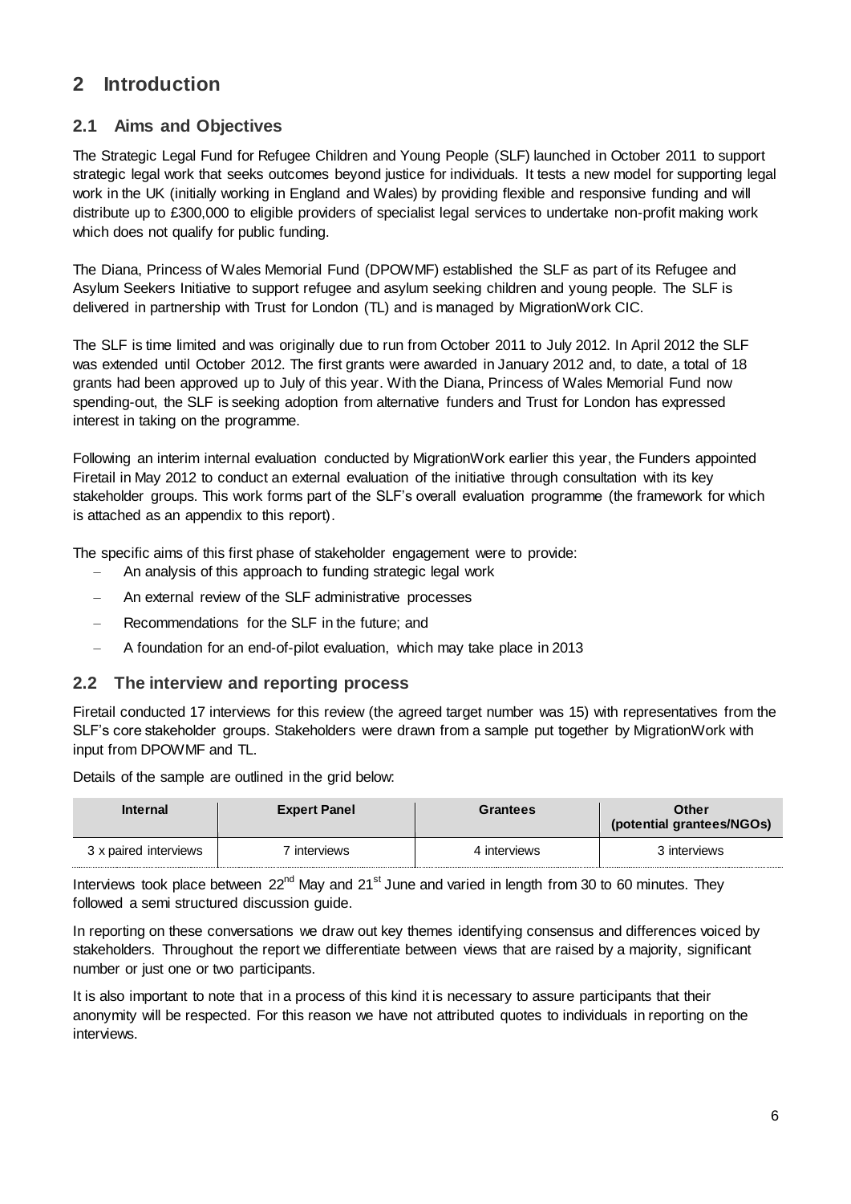# 2 Introduction

## 2.1 Aims and Objectives

The Strategic Legal Fund for Refugee Children and Young People (SLF) launched in October 2011 to support strategic legal work that seeks outcomes beyond justice for individuals. It tests a new model for supporting legal work in the UK (initially working in England and Wales) by providing flexible and responsive funding and will distribute up to £300,000 to eligible providers of specialist legal services to undertake non-profit making work which does not qualify for public funding.

The Diana, Princess of Wales Memorial Fund (DPOWMF) established the SLF as part of its Refugee and Asylum Seekers Initiative to support refugee and asylum seeking children and young people. The SLF is delivered in partnership with Trust for London (TL) and is managed by MigrationWork CIC.

The SLF is time limited and was originally due to run from October 2011 to July 2012. In April 2012 the SLF was extended until October 2012. The first grants were awarded in January 2012 and, to date, a total of 18 grants had been approved up to July of this year. With the Diana, Princess of Wales Memorial Fund now spending-out, the SLF is seeking adoption from alternative funders and Trust for London has expressed interest in taking on the programme.

Following an interim internal evaluation conducted by MigrationWork earlier this year, the Funders appointed Firetail in May 2012 to conduct an external evaluation of the initiative through consultation with its key stakeholder groups. This work forms part of the SLF's overall evaluation programme (the framework for which is attached as an appendix to this report).

The specific aims of this first phase of stakeholder engagement were to provide:

- An analysis of this approach to funding strategic legal work
- An external review of the SLF administrative processes
- Recommendations for the SLF in the future; and
- A foundation for an end-of-pilot evaluation, which may take place in 2013

## 2.2 The interview and reporting process

Firetail conducted 17 interviews for this review (the agreed target number was 15) with representatives from the SLF's core stakeholder groups. Stakeholders were drawn from a sample put together by MigrationWork with input from DPOWMF and TL.

Details of the sample are outlined in the grid below:

| Internal | Expert Panel | Grantees | Other (potential grantees/NGOs) |
|---|---|---|---|
| 3 x paired interviews | 7 interviews | 4 interviews | 3 interviews |

Interviews took place between 22nd May and 21st June and varied in length from 30 to 60 minutes. They followed a semi structured discussion guide.

In reporting on these conversations we draw out key themes identifying consensus and differences voiced by stakeholders. Throughout the report we differentiate between views that are raised by a majority, significant number or just one or two participants.

It is also important to note that in a process of this kind it is necessary to assure participants that their anonymity will be respected. For this reason we have not attributed quotes to individuals in reporting on the interviews.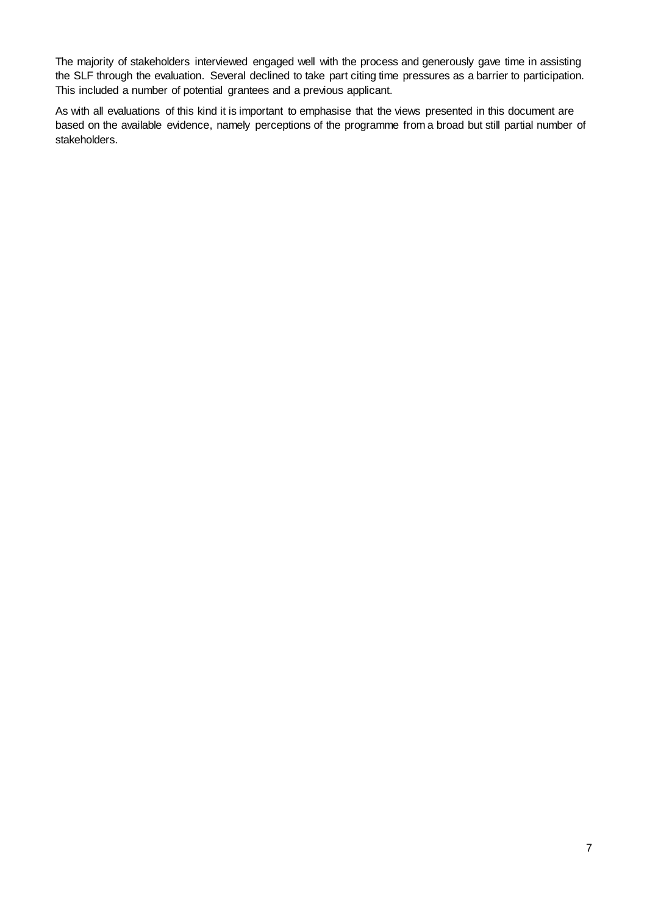The majority of stakeholders interviewed engaged well with the process and generously gave time in assisting the SLF through the evaluation. Several declined to take part citing time pressures as a barrier to participation. This included a number of potential grantees and a previous applicant.

As with all evaluations of this kind it is important to emphasise that the views presented in this document are based on the available evidence, namely perceptions of the programme from a broad but still partial number of stakeholders.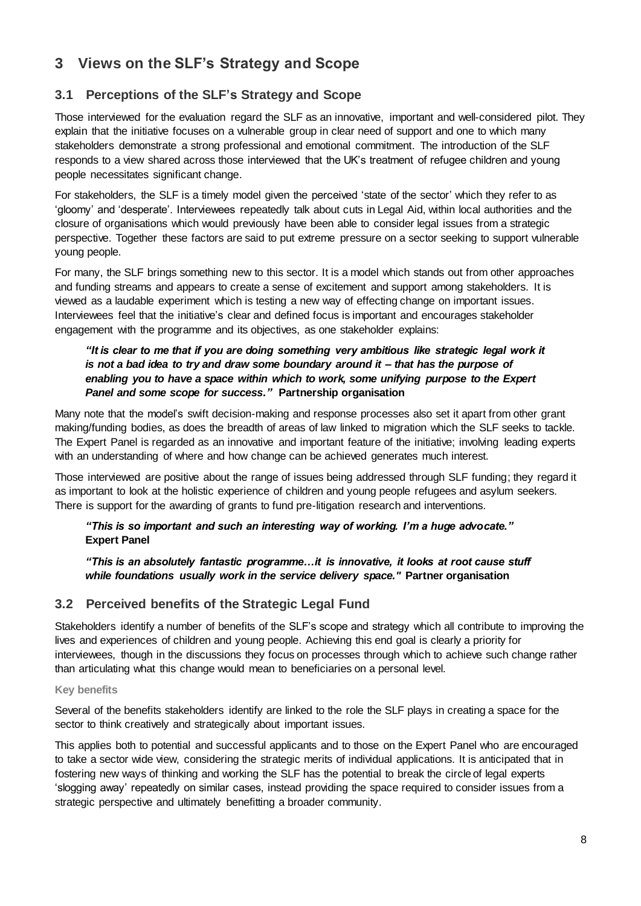## 3 Views on the SLF's Strategy and Scope

### 3.1 Perceptions of the SLF's Strategy and Scope

Those interviewed for the evaluation regard the SLF as an innovative, important and well-considered pilot. They explain that the initiative focuses on a vulnerable group in clear need of support and one to which many stakeholders demonstrate a strong professional and emotional commitment. The introduction of the SLF responds to a view shared across those interviewed that the UK's treatment of refugee children and young people necessitates significant change.

For stakeholders, the SLF is a timely model given the perceived 'state of the sector' which they refer to as 'gloomy' and 'desperate'. Interviewees repeatedly talk about cuts in Legal Aid, within local authorities and the closure of organisations which would previously have been able to consider legal issues from a strategic perspective. Together these factors are said to put extreme pressure on a sector seeking to support vulnerable young people.

For many, the SLF brings something new to this sector. It is a model which stands out from other approaches and funding streams and appears to create a sense of excitement and support among stakeholders. It is viewed as a laudable experiment which is testing a new way of effecting change on important issues. Interviewees feel that the initiative's clear and defined focus is important and encourages stakeholder engagement with the programme and its objectives, as one stakeholder explains:

> ***"It is clear to me that if you are doing something very ambitious like strategic legal work it is not a bad idea to try and draw some boundary around it – that has the purpose of enabling you to have a space within which to work, some unifying purpose to the Expert Panel and some scope for success."*** **Partnership organisation**

Many note that the model's swift decision-making and response processes also set it apart from other grant making/funding bodies, as does the breadth of areas of law linked to migration which the SLF seeks to tackle. The Expert Panel is regarded as an innovative and important feature of the initiative; involving leading experts with an understanding of where and how change can be achieved generates much interest.

Those interviewed are positive about the range of issues being addressed through SLF funding; they regard it as important to look at the holistic experience of children and young people refugees and asylum seekers. There is support for the awarding of grants to fund pre-litigation research and interventions.

> ***"This is so important and such an interesting way of working. I'm a huge advocate."*** **Expert Panel**
>
> ***"This is an absolutely fantastic programme…it is innovative, it looks at root cause stuff while foundations usually work in the service delivery space."*** **Partner organisation**

### 3.2 Perceived benefits of the Strategic Legal Fund

Stakeholders identify a number of benefits of the SLF's scope and strategy which all contribute to improving the lives and experiences of children and young people. Achieving this end goal is clearly a priority for interviewees, though in the discussions they focus on processes through which to achieve such change rather than articulating what this change would mean to beneficiaries on a personal level.

#### Key benefits

Several of the benefits stakeholders identify are linked to the role the SLF plays in creating a space for the sector to think creatively and strategically about important issues.

This applies both to potential and successful applicants and to those on the Expert Panel who are encouraged to take a sector wide view, considering the strategic merits of individual applications. It is anticipated that in fostering new ways of thinking and working the SLF has the potential to break the circle of legal experts 'slogging away' repeatedly on similar cases, instead providing the space required to consider issues from a strategic perspective and ultimately benefitting a broader community.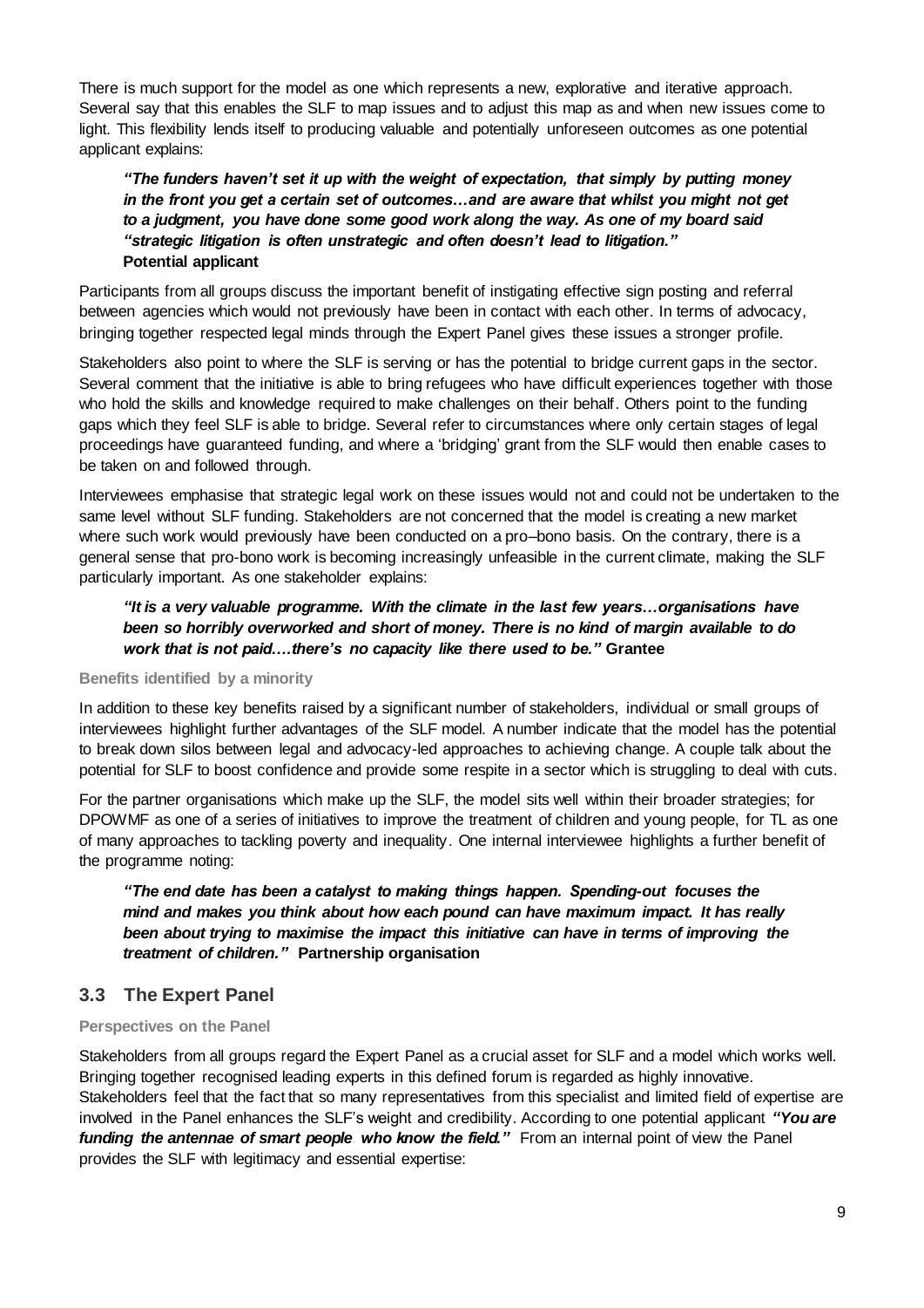There is much support for the model as one which represents a new, explorative and iterative approach. Several say that this enables the SLF to map issues and to adjust this map as and when new issues come to light. This flexibility lends itself to producing valuable and potentially unforeseen outcomes as one potential applicant explains:

> ***"The funders haven't set it up with the weight of expectation, that simply by putting money in the front you get a certain set of outcomes…and are aware that whilst you might not get to a judgment, you have done some good work along the way. As one of my board said "strategic litigation is often unstrategic and often doesn't lead to litigation."***
> **Potential applicant**

Participants from all groups discuss the important benefit of instigating effective sign posting and referral between agencies which would not previously have been in contact with each other. In terms of advocacy, bringing together respected legal minds through the Expert Panel gives these issues a stronger profile.

Stakeholders also point to where the SLF is serving or has the potential to bridge current gaps in the sector. Several comment that the initiative is able to bring refugees who have difficult experiences together with those who hold the skills and knowledge required to make challenges on their behalf. Others point to the funding gaps which they feel SLF is able to bridge. Several refer to circumstances where only certain stages of legal proceedings have guaranteed funding, and where a 'bridging' grant from the SLF would then enable cases to be taken on and followed through.

Interviewees emphasise that strategic legal work on these issues would not and could not be undertaken to the same level without SLF funding. Stakeholders are not concerned that the model is creating a new market where such work would previously have been conducted on a pro–bono basis. On the contrary, there is a general sense that pro-bono work is becoming increasingly unfeasible in the current climate, making the SLF particularly important. As one stakeholder explains:

> ***"It is a very valuable programme. With the climate in the last few years…organisations have been so horribly overworked and short of money. There is no kind of margin available to do work that is not paid.…there's no capacity like there used to be."*** **Grantee**

#### Benefits identified by a minority

In addition to these key benefits raised by a significant number of stakeholders, individual or small groups of interviewees highlight further advantages of the SLF model. A number indicate that the model has the potential to break down silos between legal and advocacy-led approaches to achieving change. A couple talk about the potential for SLF to boost confidence and provide some respite in a sector which is struggling to deal with cuts.

For the partner organisations which make up the SLF, the model sits well within their broader strategies; for DPOWMF as one of a series of initiatives to improve the treatment of children and young people, for TL as one of many approaches to tackling poverty and inequality. One internal interviewee highlights a further benefit of the programme noting:

> ***"The end date has been a catalyst to making things happen. Spending-out focuses the mind and makes you think about how each pound can have maximum impact. It has really been about trying to maximise the impact this initiative can have in terms of improving the treatment of children."*** **Partnership organisation**

## 3.3 The Expert Panel

#### Perspectives on the Panel

Stakeholders from all groups regard the Expert Panel as a crucial asset for SLF and a model which works well. Bringing together recognised leading experts in this defined forum is regarded as highly innovative. Stakeholders feel that the fact that so many representatives from this specialist and limited field of expertise are involved in the Panel enhances the SLF's weight and credibility. According to one potential applicant ***"You are funding the antennae of smart people who know the field."*** From an internal point of view the Panel provides the SLF with legitimacy and essential expertise: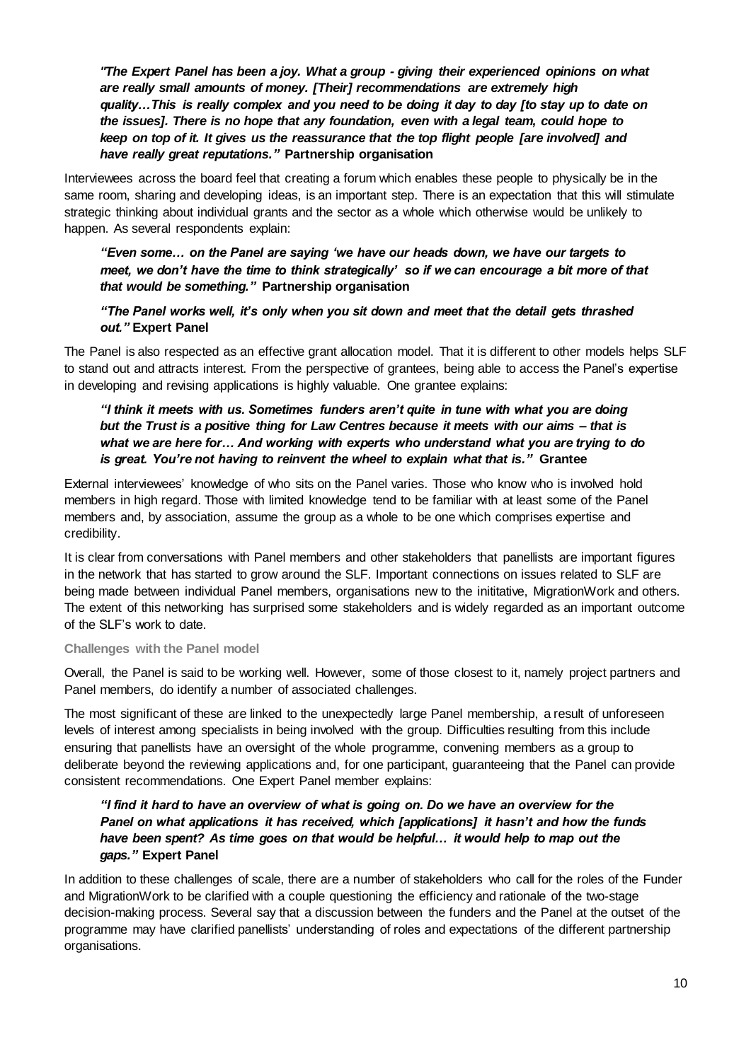***"The Expert Panel has been a joy. What a group - giving their experienced opinions on what are really small amounts of money. [Their] recommendations are extremely high quality…This is really complex and you need to be doing it day to day [to stay up to date on the issues]. There is no hope that any foundation, even with a legal team, could hope to keep on top of it. It gives us the reassurance that the top flight people [are involved] and have really great reputations."*** **Partnership organisation**

Interviewees across the board feel that creating a forum which enables these people to physically be in the same room, sharing and developing ideas, is an important step. There is an expectation that this will stimulate strategic thinking about individual grants and the sector as a whole which otherwise would be unlikely to happen. As several respondents explain:

***"Even some… on the Panel are saying 'we have our heads down, we have our targets to meet, we don't have the time to think strategically' so if we can encourage a bit more of that that would be something."*** **Partnership organisation**

***"The Panel works well, it's only when you sit down and meet that the detail gets thrashed out."*** **Expert Panel**

The Panel is also respected as an effective grant allocation model. That it is different to other models helps SLF to stand out and attracts interest. From the perspective of grantees, being able to access the Panel's expertise in developing and revising applications is highly valuable. One grantee explains:

***"I think it meets with us. Sometimes funders aren't quite in tune with what you are doing but the Trust is a positive thing for Law Centres because it meets with our aims – that is what we are here for… And working with experts who understand what you are trying to do is great. You're not having to reinvent the wheel to explain what that is."*** **Grantee**

External interviewees' knowledge of who sits on the Panel varies. Those who know who is involved hold members in high regard. Those with limited knowledge tend to be familiar with at least some of the Panel members and, by association, assume the group as a whole to be one which comprises expertise and credibility.

It is clear from conversations with Panel members and other stakeholders that panellists are important figures in the network that has started to grow around the SLF. Important connections on issues related to SLF are being made between individual Panel members, organisations new to the inititative, MigrationWork and others. The extent of this networking has surprised some stakeholders and is widely regarded as an important outcome of the SLF's work to date.

#### Challenges with the Panel model

Overall, the Panel is said to be working well. However, some of those closest to it, namely project partners and Panel members, do identify a number of associated challenges.

The most significant of these are linked to the unexpectedly large Panel membership, a result of unforeseen levels of interest among specialists in being involved with the group. Difficulties resulting from this include ensuring that panellists have an oversight of the whole programme, convening members as a group to deliberate beyond the reviewing applications and, for one participant, guaranteeing that the Panel can provide consistent recommendations. One Expert Panel member explains:

***"I find it hard to have an overview of what is going on. Do we have an overview for the Panel on what applications it has received, which [applications] it hasn't and how the funds have been spent? As time goes on that would be helpful… it would help to map out the gaps."*** **Expert Panel**

In addition to these challenges of scale, there are a number of stakeholders who call for the roles of the Funder and MigrationWork to be clarified with a couple questioning the efficiency and rationale of the two-stage decision-making process. Several say that a discussion between the funders and the Panel at the outset of the programme may have clarified panellists' understanding of roles and expectations of the different partnership organisations.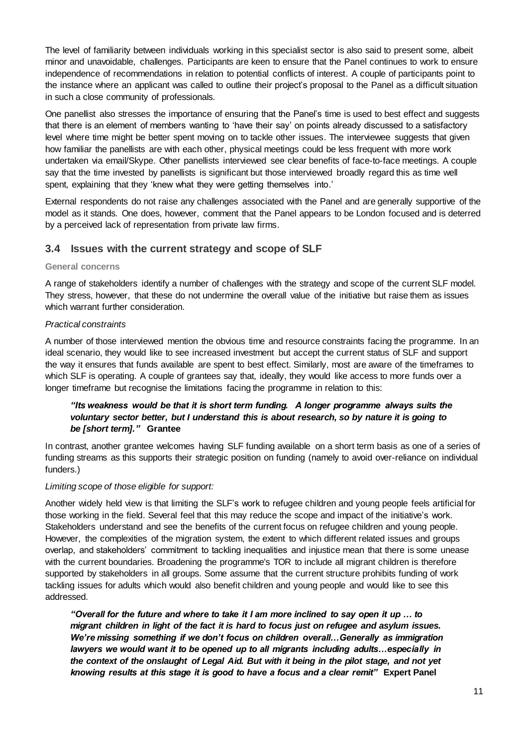The level of familiarity between individuals working in this specialist sector is also said to present some, albeit minor and unavoidable, challenges. Participants are keen to ensure that the Panel continues to work to ensure independence of recommendations in relation to potential conflicts of interest. A couple of participants point to the instance where an applicant was called to outline their project's proposal to the Panel as a difficult situation in such a close community of professionals.

One panellist also stresses the importance of ensuring that the Panel's time is used to best effect and suggests that there is an element of members wanting to 'have their say' on points already discussed to a satisfactory level where time might be better spent moving on to tackle other issues. The interviewee suggests that given how familiar the panellists are with each other, physical meetings could be less frequent with more work undertaken via email/Skype. Other panellists interviewed see clear benefits of face-to-face meetings. A couple say that the time invested by panellists is significant but those interviewed broadly regard this as time well spent, explaining that they 'knew what they were getting themselves into.'

External respondents do not raise any challenges associated with the Panel and are generally supportive of the model as it stands. One does, however, comment that the Panel appears to be London focused and is deterred by a perceived lack of representation from private law firms.

## 3.4 Issues with the current strategy and scope of SLF

#### General concerns

A range of stakeholders identify a number of challenges with the strategy and scope of the current SLF model. They stress, however, that these do not undermine the overall value of the initiative but raise them as issues which warrant further consideration.

*Practical constraints*

A number of those interviewed mention the obvious time and resource constraints facing the programme. In an ideal scenario, they would like to see increased investment but accept the current status of SLF and support the way it ensures that funds available are spent to best effect. Similarly, most are aware of the timeframes to which SLF is operating. A couple of grantees say that, ideally, they would like access to more funds over a longer timeframe but recognise the limitations facing the programme in relation to this:

> ***"Its weakness would be that it is short term funding. A longer programme always suits the voluntary sector better, but I understand this is about research, so by nature it is going to be [short term]."*** **Grantee**

In contrast, another grantee welcomes having SLF funding available on a short term basis as one of a series of funding streams as this supports their strategic position on funding (namely to avoid over-reliance on individual funders.)

*Limiting scope of those eligible for support:*

Another widely held view is that limiting the SLF's work to refugee children and young people feels artificial for those working in the field. Several feel that this may reduce the scope and impact of the initiative's work. Stakeholders understand and see the benefits of the current focus on refugee children and young people. However, the complexities of the migration system, the extent to which different related issues and groups overlap, and stakeholders' commitment to tackling inequalities and injustice mean that there is some unease with the current boundaries. Broadening the programme's TOR to include all migrant children is therefore supported by stakeholders in all groups. Some assume that the current structure prohibits funding of work tackling issues for adults which would also benefit children and young people and would like to see this addressed.

> ***"Overall for the future and where to take it I am more inclined to say open it up … to migrant children in light of the fact it is hard to focus just on refugee and asylum issues. We're missing something if we don't focus on children overall…Generally as immigration lawyers we would want it to be opened up to all migrants including adults…especially in the context of the onslaught of Legal Aid. But with it being in the pilot stage, and not yet knowing results at this stage it is good to have a focus and a clear remit"*** **Expert Panel**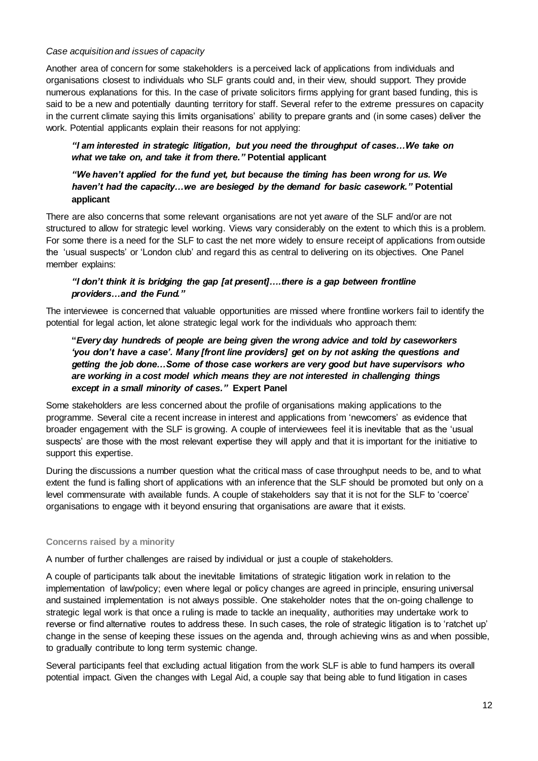*Case acquisition and issues of capacity*

Another area of concern for some stakeholders is a perceived lack of applications from individuals and organisations closest to individuals who SLF grants could and, in their view, should support. They provide numerous explanations for this. In the case of private solicitors firms applying for grant based funding, this is said to be a new and potentially daunting territory for staff. Several refer to the extreme pressures on capacity in the current climate saying this limits organisations' ability to prepare grants and (in some cases) deliver the work. Potential applicants explain their reasons for not applying:

> ***"I am interested in strategic litigation, but you need the throughput of cases…We take on what we take on, and take it from there."*** **Potential applicant**

> ***"We haven't applied for the fund yet, but because the timing has been wrong for us. We haven't had the capacity…we are besieged by the demand for basic casework."*** **Potential applicant**

There are also concerns that some relevant organisations are not yet aware of the SLF and/or are not structured to allow for strategic level working. Views vary considerably on the extent to which this is a problem. For some there is a need for the SLF to cast the net more widely to ensure receipt of applications from outside the 'usual suspects' or 'London club' and regard this as central to delivering on its objectives. One Panel member explains:

> ***"I don't think it is bridging the gap [at present]….there is a gap between frontline providers…and the Fund."***

The interviewee is concerned that valuable opportunities are missed where frontline workers fail to identify the potential for legal action, let alone strategic legal work for the individuals who approach them:

> **"*Every day hundreds of people are being given the wrong advice and told by caseworkers 'you don't have a case'. Many [front line providers] get on by not asking the questions and getting the job done…Some of those case workers are very good but have supervisors who are working in a cost model which means they are not interested in challenging things except in a small minority of cases."*** **Expert Panel**

Some stakeholders are less concerned about the profile of organisations making applications to the programme. Several cite a recent increase in interest and applications from 'newcomers' as evidence that broader engagement with the SLF is growing. A couple of interviewees feel it is inevitable that as the 'usual suspects' are those with the most relevant expertise they will apply and that it is important for the initiative to support this expertise.

During the discussions a number question what the critical mass of case throughput needs to be, and to what extent the fund is falling short of applications with an inference that the SLF should be promoted but only on a level commensurate with available funds. A couple of stakeholders say that it is not for the SLF to 'coerce' organisations to engage with it beyond ensuring that organisations are aware that it exists.

#### Concerns raised by a minority

A number of further challenges are raised by individual or just a couple of stakeholders.

A couple of participants talk about the inevitable limitations of strategic litigation work in relation to the implementation of law/policy; even where legal or policy changes are agreed in principle, ensuring universal and sustained implementation is not always possible. One stakeholder notes that the on-going challenge to strategic legal work is that once a ruling is made to tackle an inequality, authorities may undertake work to reverse or find alternative routes to address these. In such cases, the role of strategic litigation is to 'ratchet up' change in the sense of keeping these issues on the agenda and, through achieving wins as and when possible, to gradually contribute to long term systemic change.

Several participants feel that excluding actual litigation from the work SLF is able to fund hampers its overall potential impact. Given the changes with Legal Aid, a couple say that being able to fund litigation in cases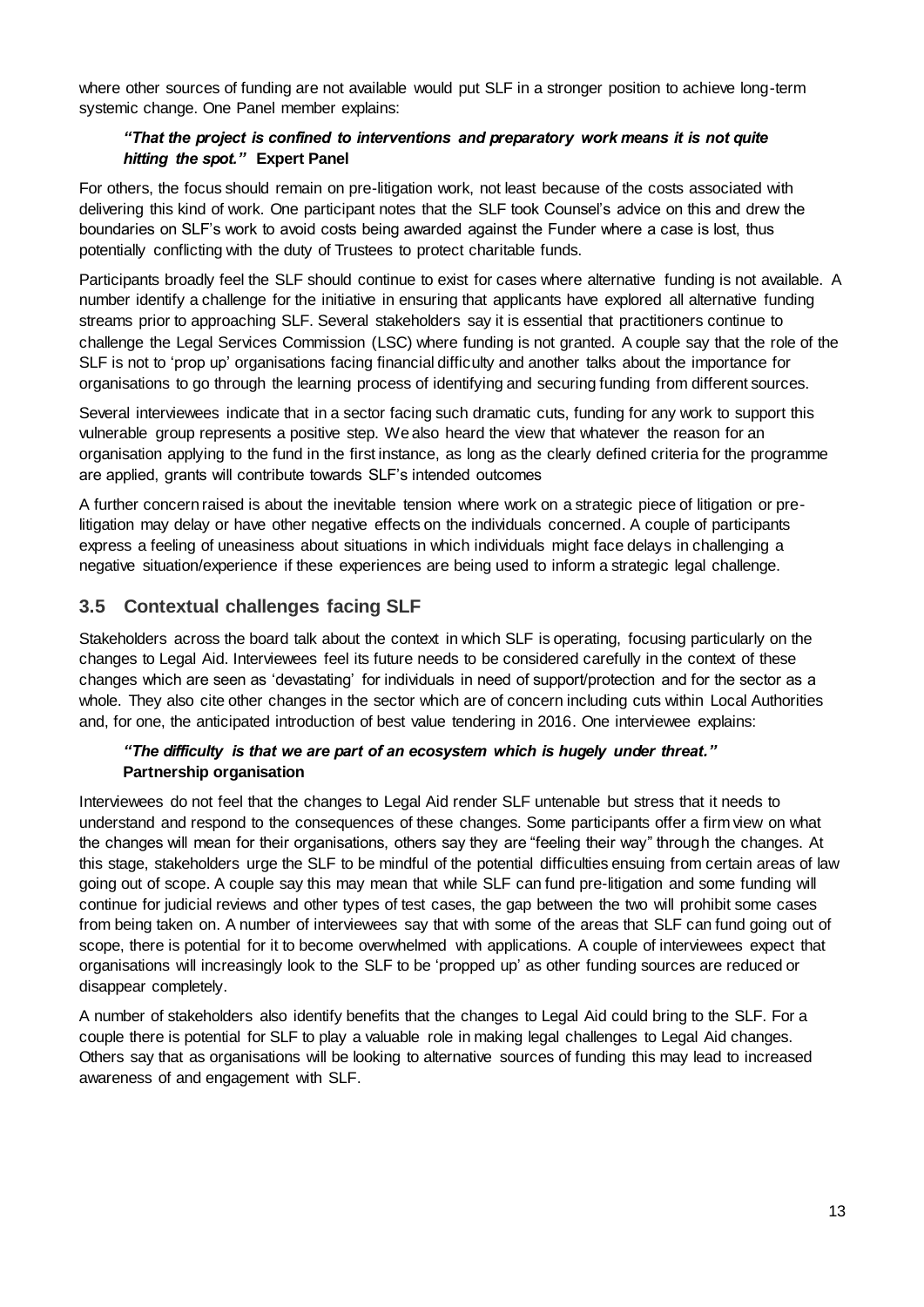where other sources of funding are not available would put SLF in a stronger position to achieve long-term systemic change. One Panel member explains:

> ***"That the project is confined to interventions and preparatory work means it is not quite hitting the spot."*** **Expert Panel**

For others, the focus should remain on pre-litigation work, not least because of the costs associated with delivering this kind of work. One participant notes that the SLF took Counsel's advice on this and drew the boundaries on SLF's work to avoid costs being awarded against the Funder where a case is lost, thus potentially conflicting with the duty of Trustees to protect charitable funds.

Participants broadly feel the SLF should continue to exist for cases where alternative funding is not available. A number identify a challenge for the initiative in ensuring that applicants have explored all alternative funding streams prior to approaching SLF. Several stakeholders say it is essential that practitioners continue to challenge the Legal Services Commission (LSC) where funding is not granted. A couple say that the role of the SLF is not to 'prop up' organisations facing financial difficulty and another talks about the importance for organisations to go through the learning process of identifying and securing funding from different sources.

Several interviewees indicate that in a sector facing such dramatic cuts, funding for any work to support this vulnerable group represents a positive step. We also heard the view that whatever the reason for an organisation applying to the fund in the first instance, as long as the clearly defined criteria for the programme are applied, grants will contribute towards SLF's intended outcomes

A further concern raised is about the inevitable tension where work on a strategic piece of litigation or pre-litigation may delay or have other negative effects on the individuals concerned. A couple of participants express a feeling of uneasiness about situations in which individuals might face delays in challenging a negative situation/experience if these experiences are being used to inform a strategic legal challenge.

## 3.5 Contextual challenges facing SLF

Stakeholders across the board talk about the context in which SLF is operating, focusing particularly on the changes to Legal Aid. Interviewees feel its future needs to be considered carefully in the context of these changes which are seen as 'devastating' for individuals in need of support/protection and for the sector as a whole. They also cite other changes in the sector which are of concern including cuts within Local Authorities and, for one, the anticipated introduction of best value tendering in 2016. One interviewee explains:

> ***"The difficulty is that we are part of an ecosystem which is hugely under threat."*** **Partnership organisation**

Interviewees do not feel that the changes to Legal Aid render SLF untenable but stress that it needs to understand and respond to the consequences of these changes. Some participants offer a firm view on what the changes will mean for their organisations, others say they are "feeling their way" through the changes. At this stage, stakeholders urge the SLF to be mindful of the potential difficulties ensuing from certain areas of law going out of scope. A couple say this may mean that while SLF can fund pre-litigation and some funding will continue for judicial reviews and other types of test cases, the gap between the two will prohibit some cases from being taken on. A number of interviewees say that with some of the areas that SLF can fund going out of scope, there is potential for it to become overwhelmed with applications. A couple of interviewees expect that organisations will increasingly look to the SLF to be 'propped up' as other funding sources are reduced or disappear completely.

A number of stakeholders also identify benefits that the changes to Legal Aid could bring to the SLF. For a couple there is potential for SLF to play a valuable role in making legal challenges to Legal Aid changes. Others say that as organisations will be looking to alternative sources of funding this may lead to increased awareness of and engagement with SLF.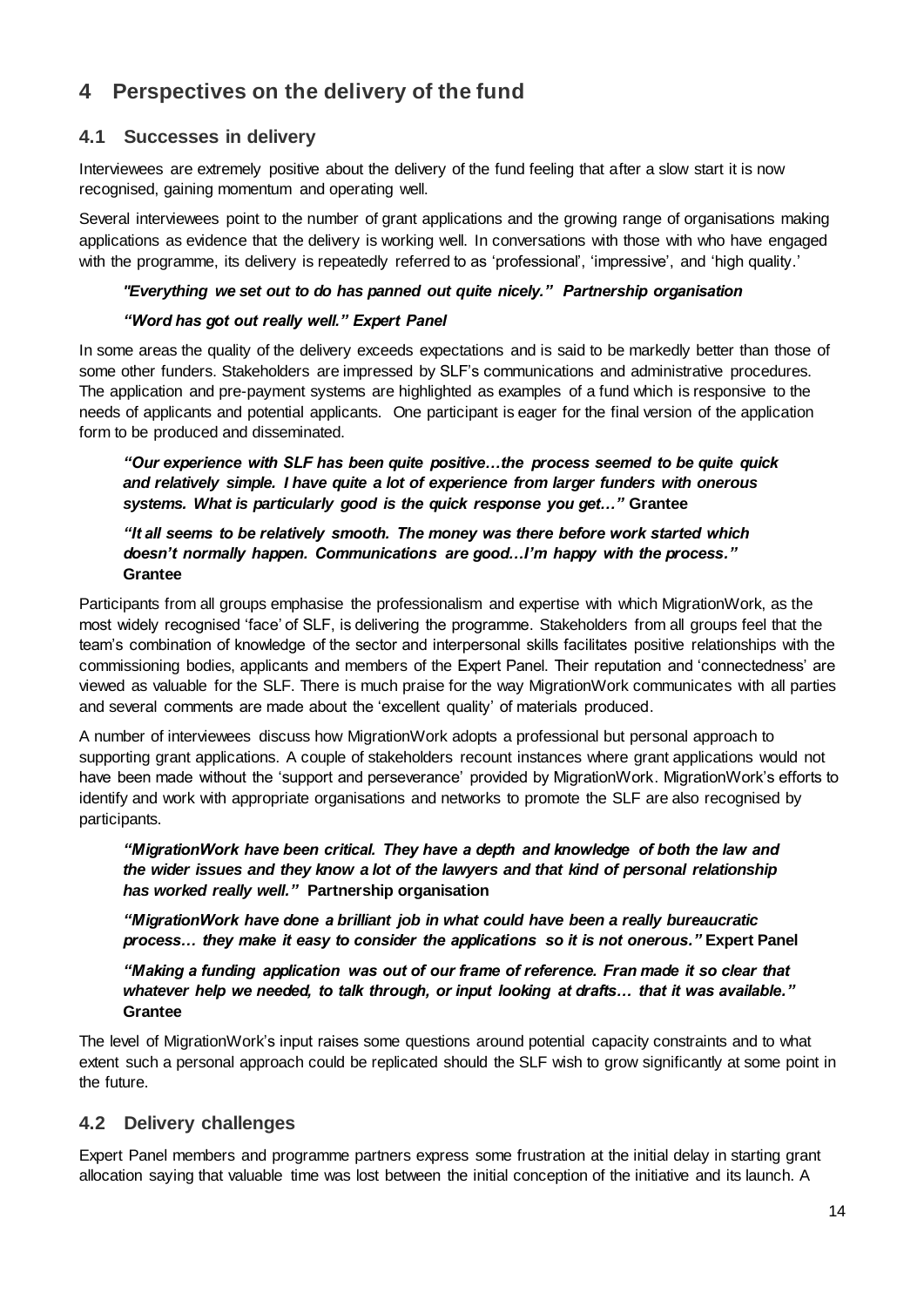# 4 Perspectives on the delivery of the fund

## 4.1 Successes in delivery

Interviewees are extremely positive about the delivery of the fund feeling that after a slow start it is now recognised, gaining momentum and operating well.

Several interviewees point to the number of grant applications and the growing range of organisations making applications as evidence that the delivery is working well. In conversations with those with who have engaged with the programme, its delivery is repeatedly referred to as 'professional', 'impressive', and 'high quality.'

***"Everything we set out to do has panned out quite nicely." Partnership organisation***

***"Word has got out really well." Expert Panel***

In some areas the quality of the delivery exceeds expectations and is said to be markedly better than those of some other funders. Stakeholders are impressed by SLF's communications and administrative procedures. The application and pre-payment systems are highlighted as examples of a fund which is responsive to the needs of applicants and potential applicants. One participant is eager for the final version of the application form to be produced and disseminated.

> ***"Our experience with SLF has been quite positive…the process seemed to be quite quick and relatively simple. I have quite a lot of experience from larger funders with onerous systems. What is particularly good is the quick response you get…"*** **Grantee**

> ***"It all seems to be relatively smooth. The money was there before work started which doesn't normally happen. Communications are good…I'm happy with the process."*** **Grantee**

Participants from all groups emphasise the professionalism and expertise with which MigrationWork, as the most widely recognised 'face' of SLF, is delivering the programme. Stakeholders from all groups feel that the team's combination of knowledge of the sector and interpersonal skills facilitates positive relationships with the commissioning bodies, applicants and members of the Expert Panel. Their reputation and 'connectedness' are viewed as valuable for the SLF. There is much praise for the way MigrationWork communicates with all parties and several comments are made about the 'excellent quality' of materials produced.

A number of interviewees discuss how MigrationWork adopts a professional but personal approach to supporting grant applications. A couple of stakeholders recount instances where grant applications would not have been made without the 'support and perseverance' provided by MigrationWork. MigrationWork's efforts to identify and work with appropriate organisations and networks to promote the SLF are also recognised by participants.

> ***"MigrationWork have been critical. They have a depth and knowledge of both the law and the wider issues and they know a lot of the lawyers and that kind of personal relationship has worked really well."*** **Partnership organisation**

> ***"MigrationWork have done a brilliant job in what could have been a really bureaucratic process… they make it easy to consider the applications so it is not onerous."*** **Expert Panel**

> ***"Making a funding application was out of our frame of reference. Fran made it so clear that whatever help we needed, to talk through, or input looking at drafts… that it was available."*** **Grantee**

The level of MigrationWork's input raises some questions around potential capacity constraints and to what extent such a personal approach could be replicated should the SLF wish to grow significantly at some point in the future.

## 4.2 Delivery challenges

Expert Panel members and programme partners express some frustration at the initial delay in starting grant allocation saying that valuable time was lost between the initial conception of the initiative and its launch. A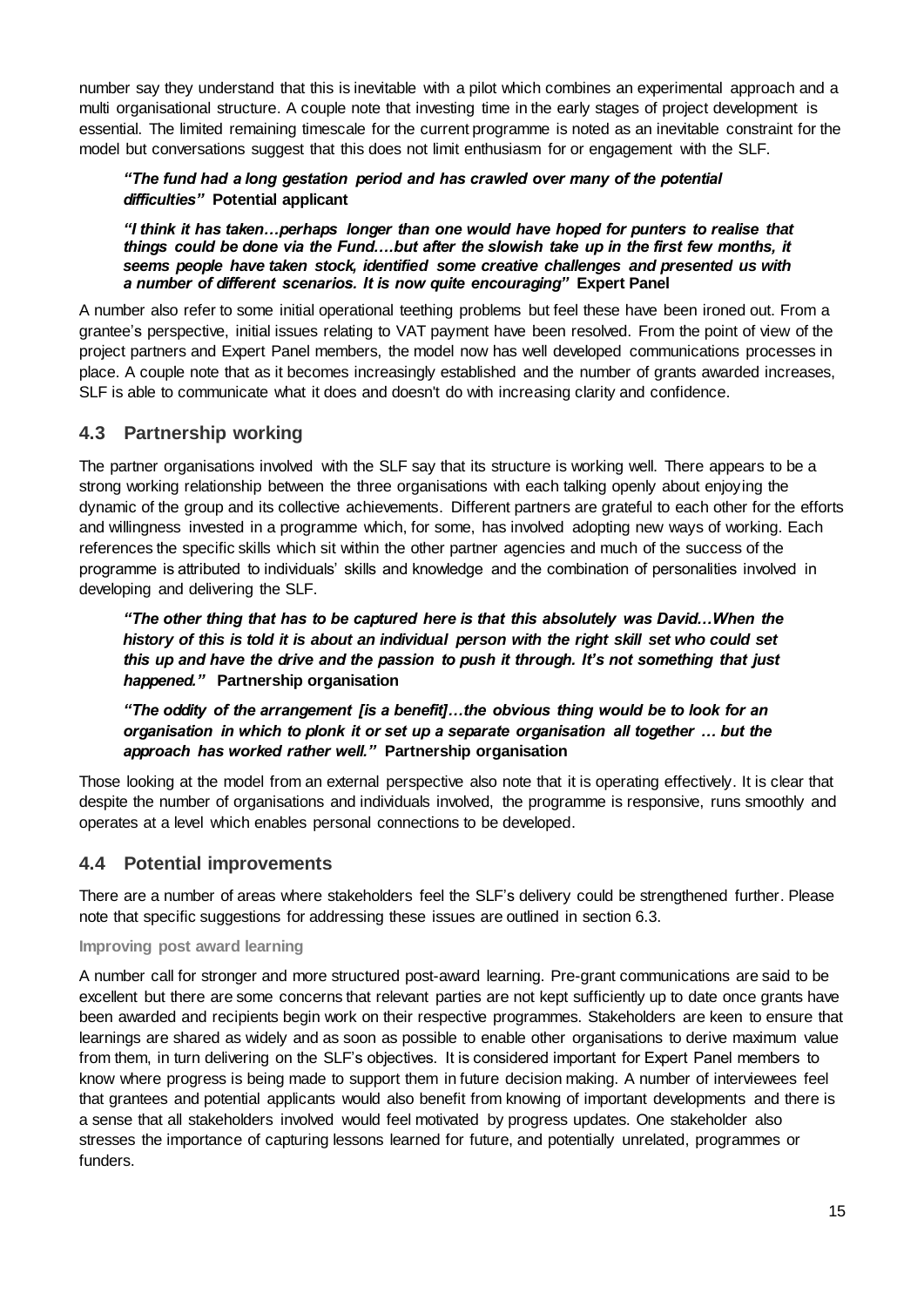number say they understand that this is inevitable with a pilot which combines an experimental approach and a multi organisational structure. A couple note that investing time in the early stages of project development is essential. The limited remaining timescale for the current programme is noted as an inevitable constraint for the model but conversations suggest that this does not limit enthusiasm for or engagement with the SLF.

> ***"The fund had a long gestation period and has crawled over many of the potential difficulties"*** **Potential applicant**

> ***"I think it has taken…perhaps longer than one would have hoped for punters to realise that things could be done via the Fund….but after the slowish take up in the first few months, it seems people have taken stock, identified some creative challenges and presented us with a number of different scenarios. It is now quite encouraging"*** **Expert Panel**

A number also refer to some initial operational teething problems but feel these have been ironed out. From a grantee's perspective, initial issues relating to VAT payment have been resolved. From the point of view of the project partners and Expert Panel members, the model now has well developed communications processes in place. A couple note that as it becomes increasingly established and the number of grants awarded increases, SLF is able to communicate what it does and doesn't do with increasing clarity and confidence.

## 4.3 Partnership working

The partner organisations involved with the SLF say that its structure is working well. There appears to be a strong working relationship between the three organisations with each talking openly about enjoying the dynamic of the group and its collective achievements. Different partners are grateful to each other for the efforts and willingness invested in a programme which, for some, has involved adopting new ways of working. Each references the specific skills which sit within the other partner agencies and much of the success of the programme is attributed to individuals' skills and knowledge and the combination of personalities involved in developing and delivering the SLF.

> ***"The other thing that has to be captured here is that this absolutely was David…When the history of this is told it is about an individual person with the right skill set who could set this up and have the drive and the passion to push it through. It's not something that just happened."*** **Partnership organisation**

> ***"The oddity of the arrangement [is a benefit]…the obvious thing would be to look for an organisation in which to plonk it or set up a separate organisation all together … but the approach has worked rather well."*** **Partnership organisation**

Those looking at the model from an external perspective also note that it is operating effectively. It is clear that despite the number of organisations and individuals involved, the programme is responsive, runs smoothly and operates at a level which enables personal connections to be developed.

## 4.4 Potential improvements

There are a number of areas where stakeholders feel the SLF's delivery could be strengthened further. Please note that specific suggestions for addressing these issues are outlined in section 6.3.

#### Improving post award learning

A number call for stronger and more structured post-award learning. Pre-grant communications are said to be excellent but there are some concerns that relevant parties are not kept sufficiently up to date once grants have been awarded and recipients begin work on their respective programmes. Stakeholders are keen to ensure that learnings are shared as widely and as soon as possible to enable other organisations to derive maximum value from them, in turn delivering on the SLF's objectives. It is considered important for Expert Panel members to know where progress is being made to support them in future decision making. A number of interviewees feel that grantees and potential applicants would also benefit from knowing of important developments and there is a sense that all stakeholders involved would feel motivated by progress updates. One stakeholder also stresses the importance of capturing lessons learned for future, and potentially unrelated, programmes or funders.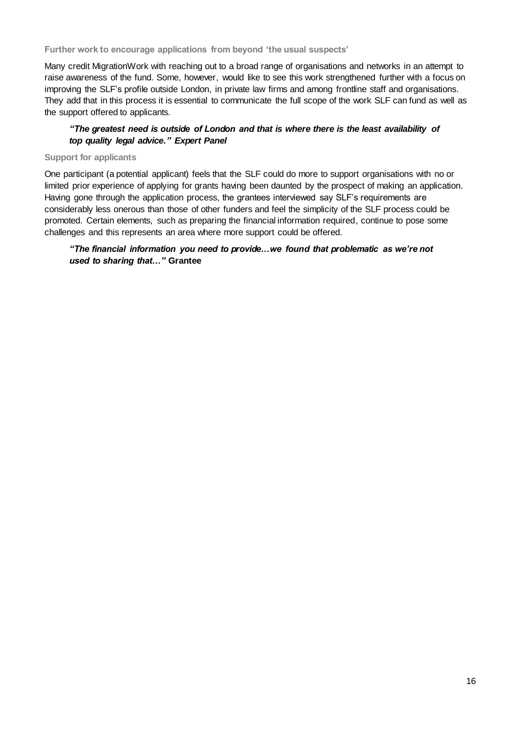### Further work to encourage applications from beyond 'the usual suspects'

Many credit MigrationWork with reaching out to a broad range of organisations and networks in an attempt to raise awareness of the fund. Some, however, would like to see this work strengthened further with a focus on improving the SLF's profile outside London, in private law firms and among frontline staff and organisations. They add that in this process it is essential to communicate the full scope of the work SLF can fund as well as the support offered to applicants.

> ***"The greatest need is outside of London and that is where there is the least availability of top quality legal advice." Expert Panel***

### Support for applicants

One participant (a potential applicant) feels that the SLF could do more to support organisations with no or limited prior experience of applying for grants having been daunted by the prospect of making an application. Having gone through the application process, the grantees interviewed say SLF's requirements are considerably less onerous than those of other funders and feel the simplicity of the SLF process could be promoted. Certain elements, such as preparing the financial information required, continue to pose some challenges and this represents an area where more support could be offered.

> ***"The financial information you need to provide…we found that problematic as we're not used to sharing that…"*** **Grantee**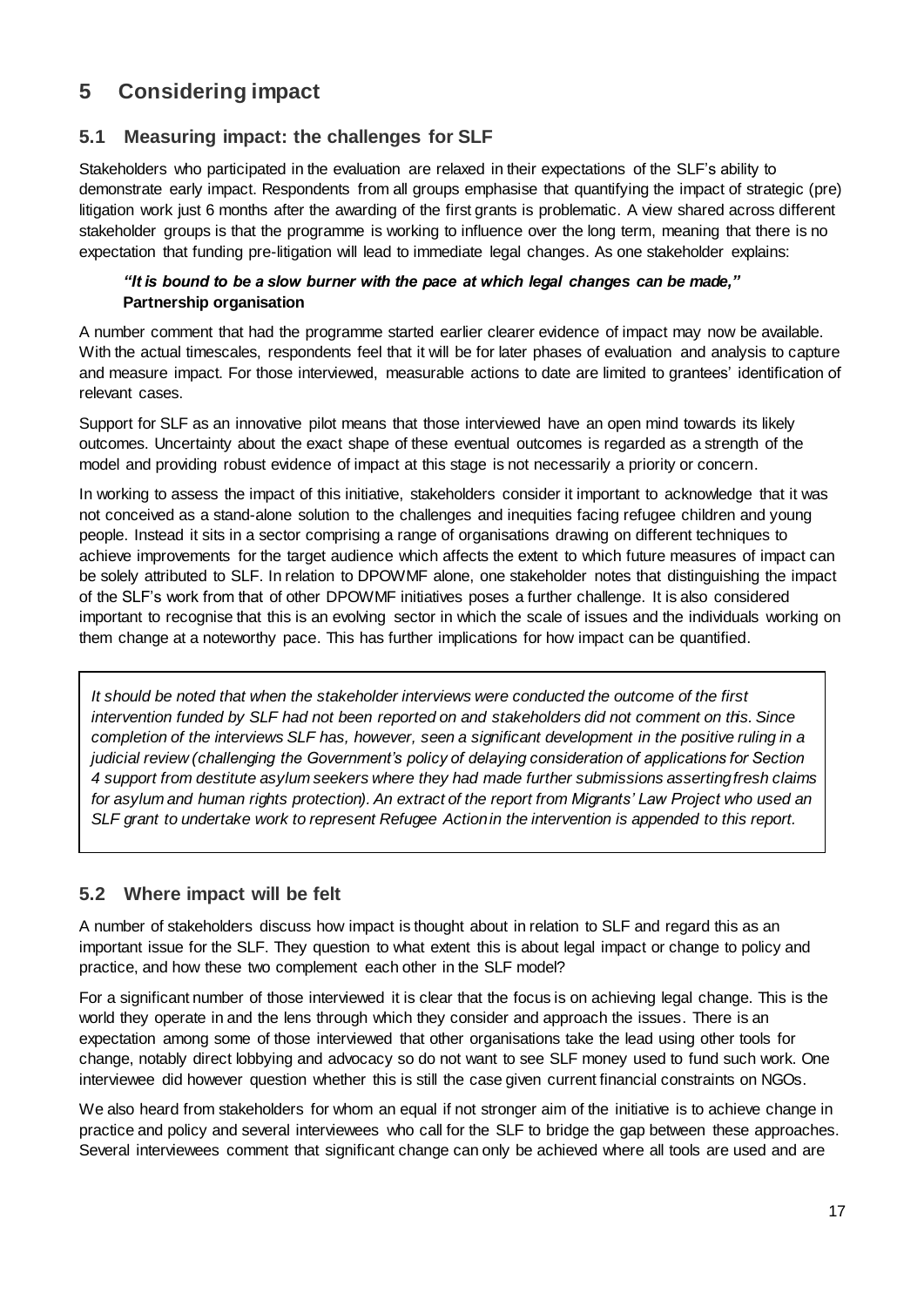# 5 Considering impact

## 5.1 Measuring impact: the challenges for SLF

Stakeholders who participated in the evaluation are relaxed in their expectations of the SLF's ability to demonstrate early impact. Respondents from all groups emphasise that quantifying the impact of strategic (pre) litigation work just 6 months after the awarding of the first grants is problematic. A view shared across different stakeholder groups is that the programme is working to influence over the long term, meaning that there is no expectation that funding pre-litigation will lead to immediate legal changes. As one stakeholder explains:

> ***"It is bound to be a slow burner with the pace at which legal changes can be made,"***
> **Partnership organisation**

A number comment that had the programme started earlier clearer evidence of impact may now be available. With the actual timescales, respondents feel that it will be for later phases of evaluation and analysis to capture and measure impact. For those interviewed, measurable actions to date are limited to grantees' identification of relevant cases.

Support for SLF as an innovative pilot means that those interviewed have an open mind towards its likely outcomes. Uncertainty about the exact shape of these eventual outcomes is regarded as a strength of the model and providing robust evidence of impact at this stage is not necessarily a priority or concern.

In working to assess the impact of this initiative, stakeholders consider it important to acknowledge that it was not conceived as a stand-alone solution to the challenges and inequities facing refugee children and young people. Instead it sits in a sector comprising a range of organisations drawing on different techniques to achieve improvements for the target audience which affects the extent to which future measures of impact can be solely attributed to SLF. In relation to DPOWMF alone, one stakeholder notes that distinguishing the impact of the SLF's work from that of other DPOWMF initiatives poses a further challenge. It is also considered important to recognise that this is an evolving sector in which the scale of issues and the individuals working on them change at a noteworthy pace. This has further implications for how impact can be quantified.

> *It should be noted that when the stakeholder interviews were conducted the outcome of the first intervention funded by SLF had not been reported on and stakeholders did not comment on this. Since completion of the interviews SLF has, however, seen a significant development in the positive ruling in a judicial review (challenging the Government's policy of delaying consideration of applications for Section 4 support from destitute asylum seekers where they had made further submissions asserting fresh claims for asylum and human rights protection). An extract of the report from Migrants' Law Project who used an SLF grant to undertake work to represent Refugee Action in the intervention is appended to this report.*

## 5.2 Where impact will be felt

A number of stakeholders discuss how impact is thought about in relation to SLF and regard this as an important issue for the SLF. They question to what extent this is about legal impact or change to policy and practice, and how these two complement each other in the SLF model?

For a significant number of those interviewed it is clear that the focus is on achieving legal change. This is the world they operate in and the lens through which they consider and approach the issues. There is an expectation among some of those interviewed that other organisations take the lead using other tools for change, notably direct lobbying and advocacy so do not want to see SLF money used to fund such work. One interviewee did however question whether this is still the case given current financial constraints on NGOs.

We also heard from stakeholders for whom an equal if not stronger aim of the initiative is to achieve change in practice and policy and several interviewees who call for the SLF to bridge the gap between these approaches. Several interviewees comment that significant change can only be achieved where all tools are used and are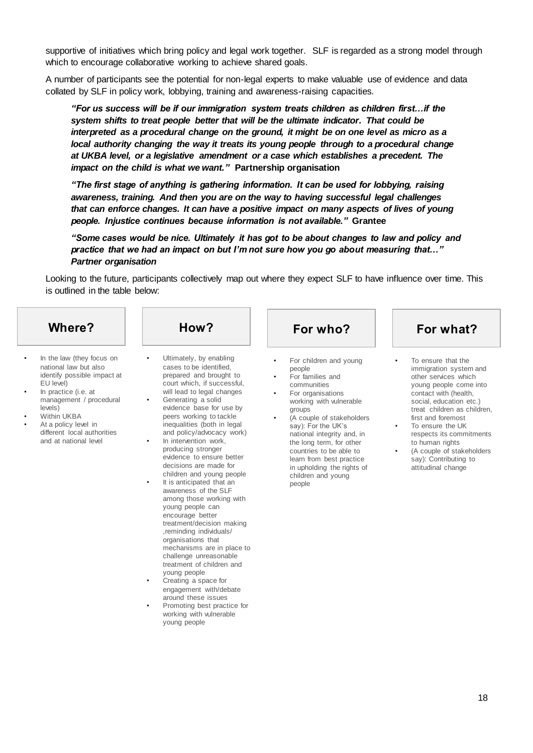supportive of initiatives which bring policy and legal work together. SLF is regarded as a strong model through which to encourage collaborative working to achieve shared goals.

A number of participants see the potential for non-legal experts to make valuable use of evidence and data collated by SLF in policy work, lobbying, training and awareness-raising capacities.

> ***"For us success will be if our immigration system treats children as children first…if the system shifts to treat people better that will be the ultimate indicator. That could be interpreted as a procedural change on the ground, it might be on one level as micro as a local authority changing the way it treats its young people through to a procedural change at UKBA level, or a legislative amendment or a case which establishes a precedent. The impact on the child is what we want."*** **Partnership organisation**

> ***"The first stage of anything is gathering information. It can be used for lobbying, raising awareness, training. And then you are on the way to having successful legal challenges that can enforce changes. It can have a positive impact on many aspects of lives of young people. Injustice continues because information is not available."*** **Grantee**

> ***"Some cases would be nice. Ultimately it has got to be about changes to law and policy and practice that we had an impact on but I'm not sure how you go about measuring that…" Partner organisation***

Looking to the future, participants collectively map out where they expect SLF to have influence over time. This is outlined in the table below:

| Where? | How? | For who? | For what? |
|---|---|---|---|
| • In the law (they focus on national law but also identify possible impact at EU level)<br>• In practice (i.e. at management / procedural levels)<br>• Within UKBA<br>• At a policy level in different local authorities and at national level | • Ultimately, by enabling cases to be identified, prepared and brought to court which, if successful, will lead to legal changes<br>• Generating a solid evidence base for use by peers working to tackle inequalities (both in legal and policy/advocacy work)<br>• In intervention work, producing stronger evidence to ensure better decisions are made for children and young people<br>• It is anticipated that an awareness of the SLF among those working with young people can encourage better treatment/decision making ,reminding individuals/ organisations that mechanisms are in place to challenge unreasonable treatment of children and young people<br>• Creating a space for engagement with/debate around these issues<br>• Promoting best practice for working with vulnerable young people | • For children and young people<br>• For families and communities<br>• For organisations working with vulnerable groups<br>• (A couple of stakeholders say): For the UK's national integrity and, in the long term, for other countries to be able to learn from best practice in upholding the rights of children and young people | • To ensure that the immigration system and other services which young people come into contact with (health, social, education etc.) treat children as children, first and foremost<br>• To ensure the UK respects its commitments to human rights<br>• (A couple of stakeholders say): Contributing to attitudinal change |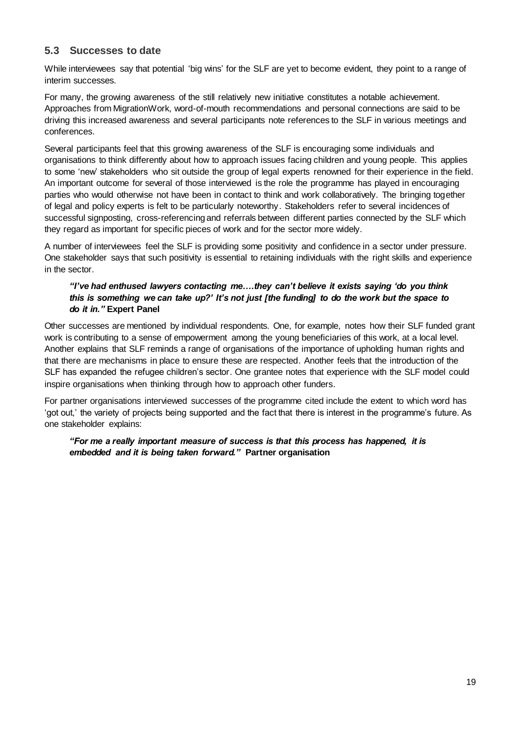## 5.3 Successes to date

While interviewees say that potential 'big wins' for the SLF are yet to become evident, they point to a range of interim successes.

For many, the growing awareness of the still relatively new initiative constitutes a notable achievement. Approaches from MigrationWork, word-of-mouth recommendations and personal connections are said to be driving this increased awareness and several participants note references to the SLF in various meetings and conferences.

Several participants feel that this growing awareness of the SLF is encouraging some individuals and organisations to think differently about how to approach issues facing children and young people. This applies to some 'new' stakeholders who sit outside the group of legal experts renowned for their experience in the field. An important outcome for several of those interviewed is the role the programme has played in encouraging parties who would otherwise not have been in contact to think and work collaboratively. The bringing together of legal and policy experts is felt to be particularly noteworthy. Stakeholders refer to several incidences of successful signposting, cross-referencing and referrals between different parties connected by the SLF which they regard as important for specific pieces of work and for the sector more widely.

A number of interviewees feel the SLF is providing some positivity and confidence in a sector under pressure. One stakeholder says that such positivity is essential to retaining individuals with the right skills and experience in the sector.

> ***"I've had enthused lawyers contacting me….they can't believe it exists saying 'do you think this is something we can take up?' It's not just [the funding] to do the work but the space to do it in."*** **Expert Panel**

Other successes are mentioned by individual respondents. One, for example, notes how their SLF funded grant work is contributing to a sense of empowerment among the young beneficiaries of this work, at a local level. Another explains that SLF reminds a range of organisations of the importance of upholding human rights and that there are mechanisms in place to ensure these are respected. Another feels that the introduction of the SLF has expanded the refugee children's sector. One grantee notes that experience with the SLF model could inspire organisations when thinking through how to approach other funders.

For partner organisations interviewed successes of the programme cited include the extent to which word has 'got out,' the variety of projects being supported and the fact that there is interest in the programme's future. As one stakeholder explains:

> ***"For me a really important measure of success is that this process has happened, it is embedded and it is being taken forward."*** **Partner organisation**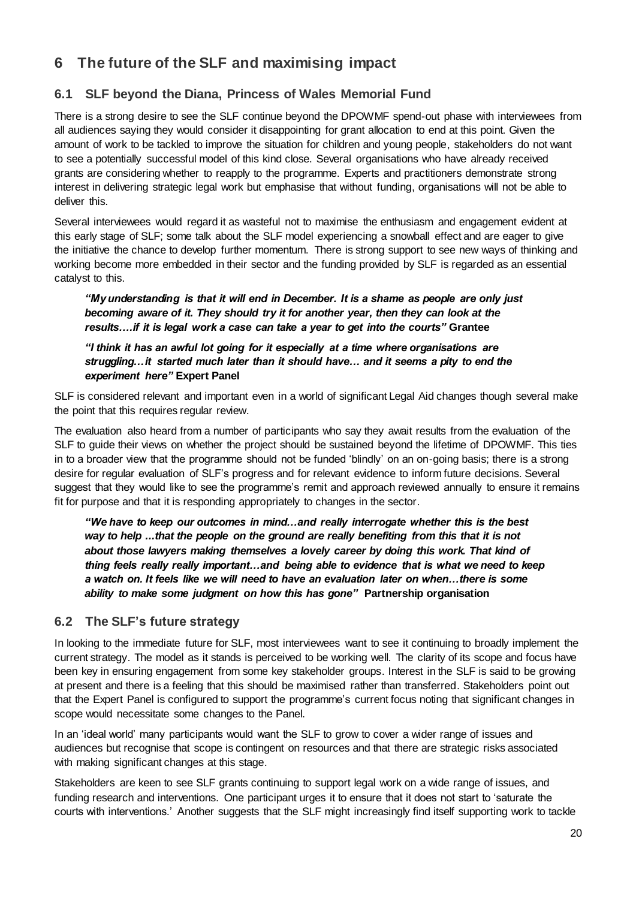# 6 The future of the SLF and maximising impact

## 6.1 SLF beyond the Diana, Princess of Wales Memorial Fund

There is a strong desire to see the SLF continue beyond the DPOWMF spend-out phase with interviewees from all audiences saying they would consider it disappointing for grant allocation to end at this point. Given the amount of work to be tackled to improve the situation for children and young people, stakeholders do not want to see a potentially successful model of this kind close. Several organisations who have already received grants are considering whether to reapply to the programme. Experts and practitioners demonstrate strong interest in delivering strategic legal work but emphasise that without funding, organisations will not be able to deliver this.

Several interviewees would regard it as wasteful not to maximise the enthusiasm and engagement evident at this early stage of SLF; some talk about the SLF model experiencing a snowball effect and are eager to give the initiative the chance to develop further momentum. There is strong support to see new ways of thinking and working become more embedded in their sector and the funding provided by SLF is regarded as an essential catalyst to this.

> ***"My understanding is that it will end in December. It is a shame as people are only just becoming aware of it. They should try it for another year, then they can look at the results….if it is legal work a case can take a year to get into the courts"*** **Grantee**
>
> ***"I think it has an awful lot going for it especially at a time where organisations are struggling…it started much later than it should have… and it seems a pity to end the experiment here"*** **Expert Panel**

SLF is considered relevant and important even in a world of significant Legal Aid changes though several make the point that this requires regular review.

The evaluation also heard from a number of participants who say they await results from the evaluation of the SLF to guide their views on whether the project should be sustained beyond the lifetime of DPOWMF. This ties in to a broader view that the programme should not be funded 'blindly' on an on-going basis; there is a strong desire for regular evaluation of SLF's progress and for relevant evidence to inform future decisions. Several suggest that they would like to see the programme's remit and approach reviewed annually to ensure it remains fit for purpose and that it is responding appropriately to changes in the sector.

> ***"We have to keep our outcomes in mind…and really interrogate whether this is the best way to help …that the people on the ground are really benefiting from this that it is not about those lawyers making themselves a lovely career by doing this work. That kind of thing feels really really important…and being able to evidence that is what we need to keep a watch on. It feels like we will need to have an evaluation later on when…there is some ability to make some judgment on how this has gone"*** **Partnership organisation**

## 6.2 The SLF's future strategy

In looking to the immediate future for SLF, most interviewees want to see it continuing to broadly implement the current strategy. The model as it stands is perceived to be working well. The clarity of its scope and focus have been key in ensuring engagement from some key stakeholder groups. Interest in the SLF is said to be growing at present and there is a feeling that this should be maximised rather than transferred. Stakeholders point out that the Expert Panel is configured to support the programme's current focus noting that significant changes in scope would necessitate some changes to the Panel.

In an 'ideal world' many participants would want the SLF to grow to cover a wider range of issues and audiences but recognise that scope is contingent on resources and that there are strategic risks associated with making significant changes at this stage.

Stakeholders are keen to see SLF grants continuing to support legal work on a wide range of issues, and funding research and interventions. One participant urges it to ensure that it does not start to 'saturate the courts with interventions.' Another suggests that the SLF might increasingly find itself supporting work to tackle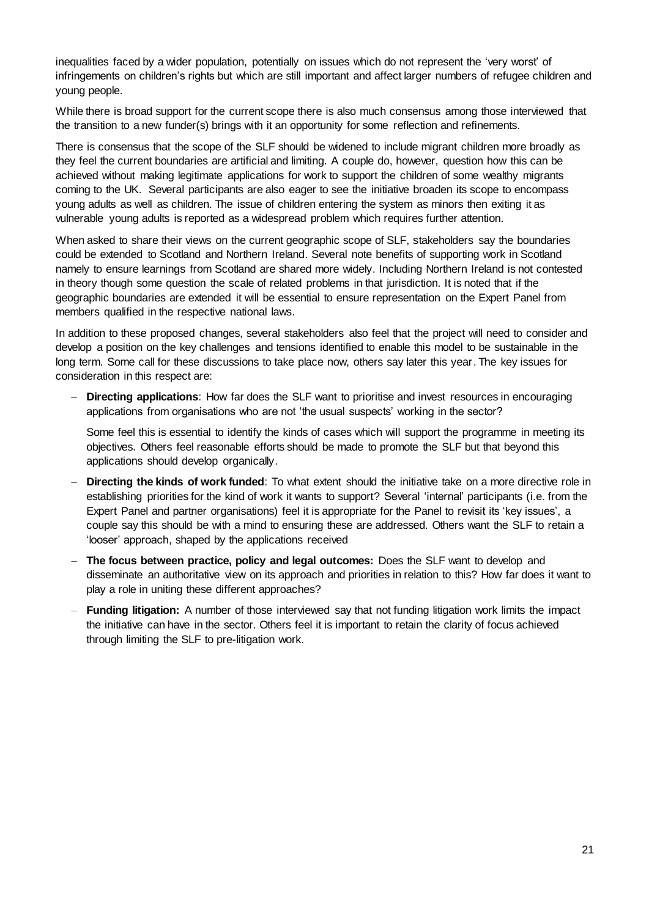inequalities faced by a wider population, potentially on issues which do not represent the 'very worst' of infringements on children's rights but which are still important and affect larger numbers of refugee children and young people.

While there is broad support for the current scope there is also much consensus among those interviewed that the transition to a new funder(s) brings with it an opportunity for some reflection and refinements.

There is consensus that the scope of the SLF should be widened to include migrant children more broadly as they feel the current boundaries are artificial and limiting. A couple do, however, question how this can be achieved without making legitimate applications for work to support the children of some wealthy migrants coming to the UK. Several participants are also eager to see the initiative broaden its scope to encompass young adults as well as children. The issue of children entering the system as minors then exiting it as vulnerable young adults is reported as a widespread problem which requires further attention.

When asked to share their views on the current geographic scope of SLF, stakeholders say the boundaries could be extended to Scotland and Northern Ireland. Several note benefits of supporting work in Scotland namely to ensure learnings from Scotland are shared more widely. Including Northern Ireland is not contested in theory though some question the scale of related problems in that jurisdiction. It is noted that if the geographic boundaries are extended it will be essential to ensure representation on the Expert Panel from members qualified in the respective national laws.

In addition to these proposed changes, several stakeholders also feel that the project will need to consider and develop a position on the key challenges and tensions identified to enable this model to be sustainable in the long term. Some call for these discussions to take place now, others say later this year. The key issues for consideration in this respect are:

- **Directing applications**: How far does the SLF want to prioritise and invest resources in encouraging applications from organisations who are not 'the usual suspects' working in the sector?

  Some feel this is essential to identify the kinds of cases which will support the programme in meeting its objectives. Others feel reasonable efforts should be made to promote the SLF but that beyond this applications should develop organically.

- **Directing the kinds of work funded**: To what extent should the initiative take on a more directive role in establishing priorities for the kind of work it wants to support? Several 'internal' participants (i.e. from the Expert Panel and partner organisations) feel it is appropriate for the Panel to revisit its 'key issues', a couple say this should be with a mind to ensuring these are addressed. Others want the SLF to retain a 'looser' approach, shaped by the applications received

- **The focus between practice, policy and legal outcomes:** Does the SLF want to develop and disseminate an authoritative view on its approach and priorities in relation to this? How far does it want to play a role in uniting these different approaches?

- **Funding litigation:** A number of those interviewed say that not funding litigation work limits the impact the initiative can have in the sector. Others feel it is important to retain the clarity of focus achieved through limiting the SLF to pre-litigation work.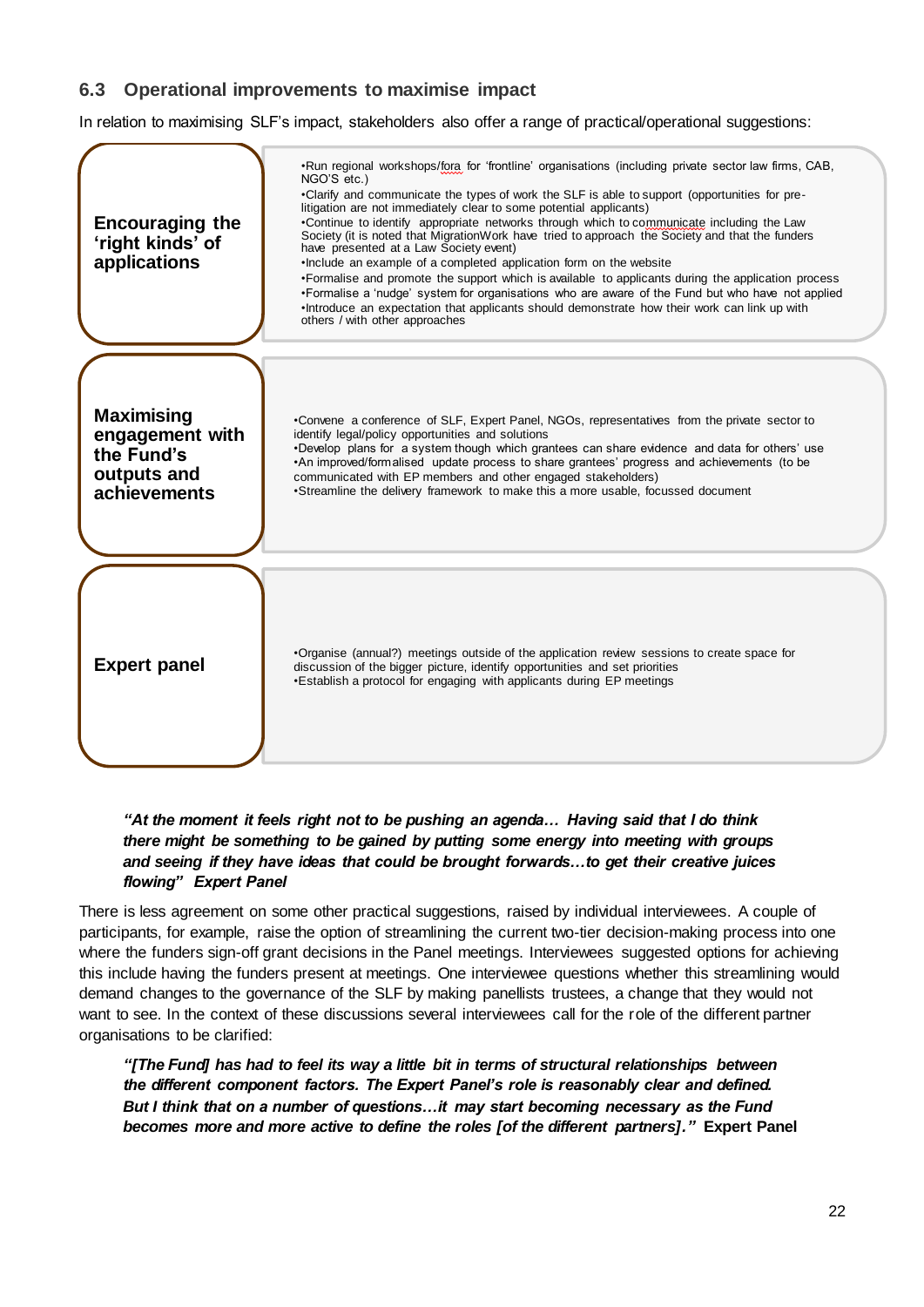### 6.3 Operational improvements to maximise impact

In relation to maximising SLF's impact, stakeholders also offer a range of practical/operational suggestions:

| | |
|---|---|
| **Encouraging the 'right kinds' of applications** | •Run regional workshops/fora for 'frontline' organisations (including private sector law firms, CAB, NGO'S etc.)<br>•Clarify and communicate the types of work the SLF is able to support (opportunities for pre-litigation are not immediately clear to some potential applicants)<br>•Continue to identify appropriate networks through which to communicate including the Law Society (it is noted that MigrationWork have tried to approach the Society and that the funders have presented at a Law Society event)<br>•Include an example of a completed application form on the website<br>•Formalise and promote the support which is available to applicants during the application process<br>•Formalise a 'nudge' system for organisations who are aware of the Fund but who have not applied<br>•Introduce an expectation that applicants should demonstrate how their work can link up with others / with other approaches |
| **Maximising engagement with the Fund's outputs and achievements** | •Convene a conference of SLF, Expert Panel, NGOs, representatives from the private sector to identify legal/policy opportunities and solutions<br>•Develop plans for a system though which grantees can share evidence and data for others' use<br>•An improved/formalised update process to share grantees' progress and achievements (to be communicated with EP members and other engaged stakeholders)<br>•Streamline the delivery framework to make this a more usable, focussed document |
| **Expert panel** | •Organise (annual?) meetings outside of the application review sessions to create space for discussion of the bigger picture, identify opportunities and set priorities<br>•Establish a protocol for engaging with applicants during EP meetings |

> ***"At the moment it feels right not to be pushing an agenda… Having said that I do think there might be something to be gained by putting some energy into meeting with groups and seeing if they have ideas that could be brought forwards…to get their creative juices flowing" Expert Panel***

There is less agreement on some other practical suggestions, raised by individual interviewees. A couple of participants, for example, raise the option of streamlining the current two-tier decision-making process into one where the funders sign-off grant decisions in the Panel meetings. Interviewees suggested options for achieving this include having the funders present at meetings. One interviewee questions whether this streamlining would demand changes to the governance of the SLF by making panellists trustees, a change that they would not want to see. In the context of these discussions several interviewees call for the role of the different partner organisations to be clarified:

> ***"[The Fund] has had to feel its way a little bit in terms of structural relationships between the different component factors. The Expert Panel's role is reasonably clear and defined. But I think that on a number of questions…it may start becoming necessary as the Fund becomes more and more active to define the roles [of the different partners]."*** **Expert Panel**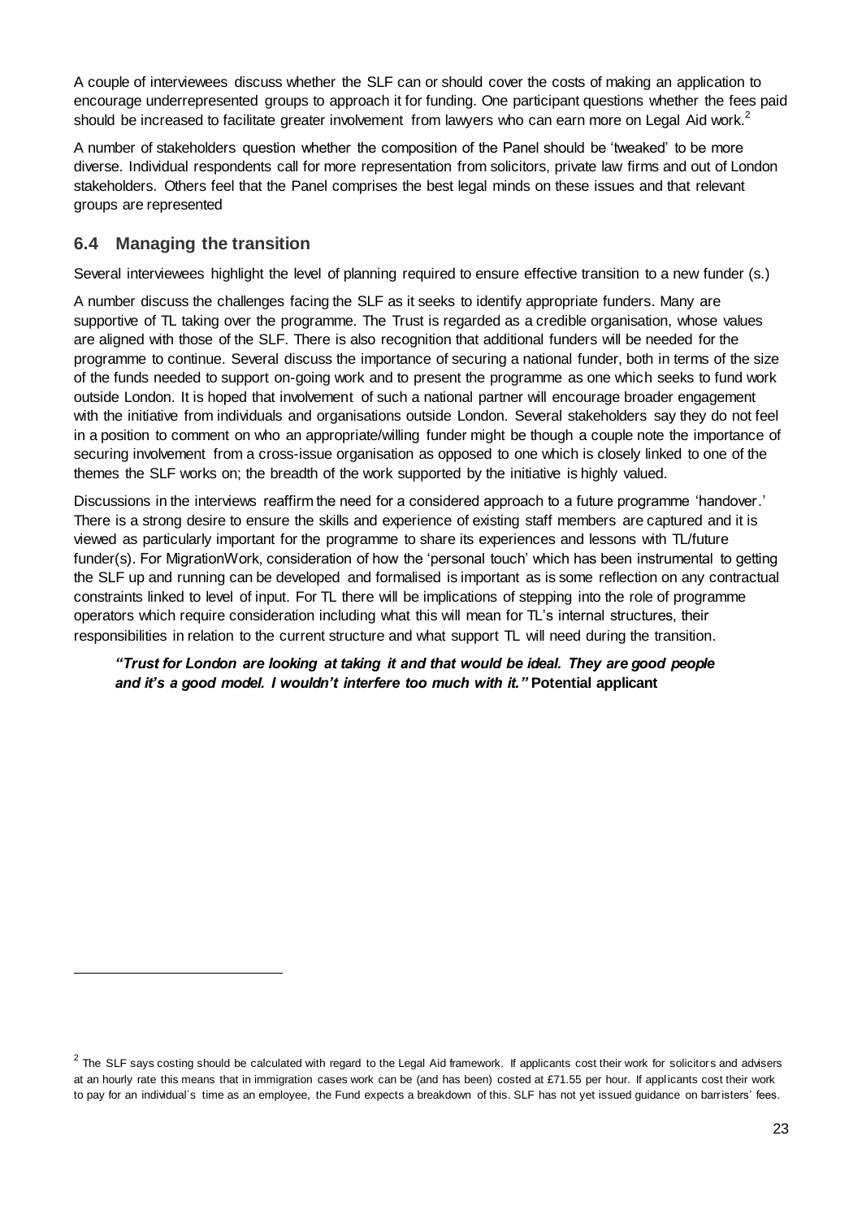A couple of interviewees discuss whether the SLF can or should cover the costs of making an application to encourage underrepresented groups to approach it for funding. One participant questions whether the fees paid should be increased to facilitate greater involvement from lawyers who can earn more on Legal Aid work.[2]

A number of stakeholders question whether the composition of the Panel should be 'tweaked' to be more diverse. Individual respondents call for more representation from solicitors, private law firms and out of London stakeholders. Others feel that the Panel comprises the best legal minds on these issues and that relevant groups are represented

## 6.4 Managing the transition

Several interviewees highlight the level of planning required to ensure effective transition to a new funder (s.)

A number discuss the challenges facing the SLF as it seeks to identify appropriate funders. Many are supportive of TL taking over the programme. The Trust is regarded as a credible organisation, whose values are aligned with those of the SLF. There is also recognition that additional funders will be needed for the programme to continue. Several discuss the importance of securing a national funder, both in terms of the size of the funds needed to support on-going work and to present the programme as one which seeks to fund work outside London. It is hoped that involvement of such a national partner will encourage broader engagement with the initiative from individuals and organisations outside London. Several stakeholders say they do not feel in a position to comment on who an appropriate/willing funder might be though a couple note the importance of securing involvement from a cross-issue organisation as opposed to one which is closely linked to one of the themes the SLF works on; the breadth of the work supported by the initiative is highly valued.

Discussions in the interviews reaffirm the need for a considered approach to a future programme 'handover.' There is a strong desire to ensure the skills and experience of existing staff members are captured and it is viewed as particularly important for the programme to share its experiences and lessons with TL/future funder(s). For MigrationWork, consideration of how the 'personal touch' which has been instrumental to getting the SLF up and running can be developed and formalised is important as is some reflection on any contractual constraints linked to level of input. For TL there will be implications of stepping into the role of programme operators which require consideration including what this will mean for TL's internal structures, their responsibilities in relation to the current structure and what support TL will need during the transition.

> ***"Trust for London are looking at taking it and that would be ideal. They are good people and it's a good model. I wouldn't interfere too much with it."*** **Potential applicant**

---

[2] The SLF says costing should be calculated with regard to the Legal Aid framework. If applicants cost their work for solicitors and advisers at an hourly rate this means that in immigration cases work can be (and has been) costed at £71.55 per hour. If applicants cost their work to pay for an individual´s time as an employee, the Fund expects a breakdown of this. SLF has not yet issued guidance on barristers' fees.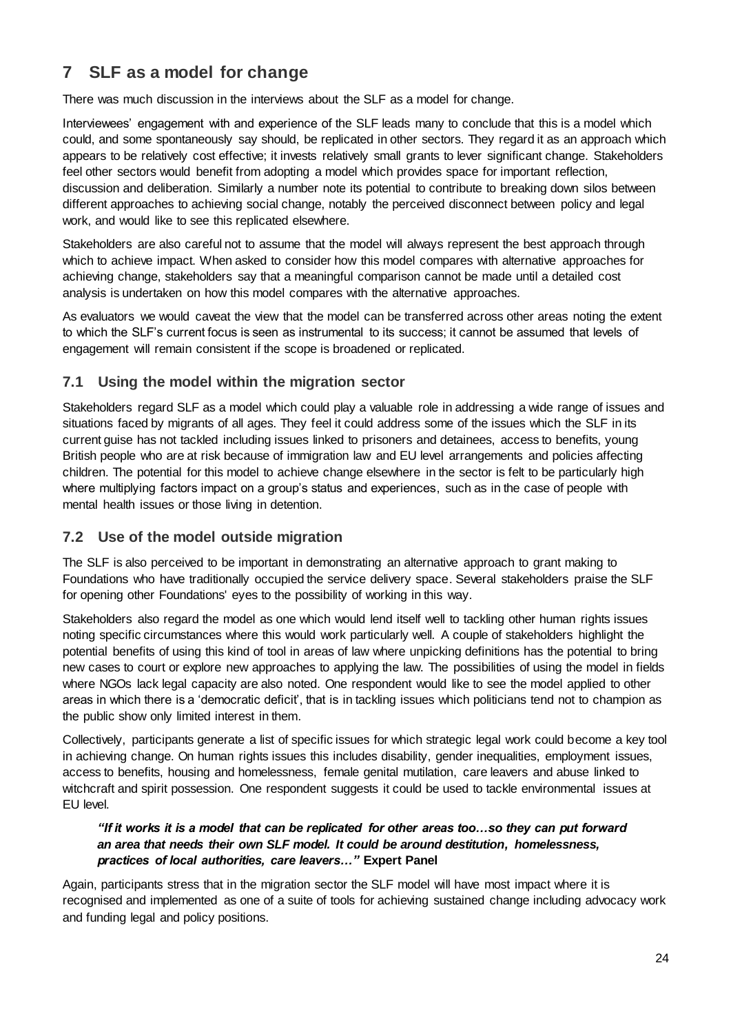# 7 SLF as a model for change

There was much discussion in the interviews about the SLF as a model for change.

Interviewees' engagement with and experience of the SLF leads many to conclude that this is a model which could, and some spontaneously say should, be replicated in other sectors. They regard it as an approach which appears to be relatively cost effective; it invests relatively small grants to lever significant change. Stakeholders feel other sectors would benefit from adopting a model which provides space for important reflection, discussion and deliberation. Similarly a number note its potential to contribute to breaking down silos between different approaches to achieving social change, notably the perceived disconnect between policy and legal work, and would like to see this replicated elsewhere.

Stakeholders are also careful not to assume that the model will always represent the best approach through which to achieve impact. When asked to consider how this model compares with alternative approaches for achieving change, stakeholders say that a meaningful comparison cannot be made until a detailed cost analysis is undertaken on how this model compares with the alternative approaches.

As evaluators we would caveat the view that the model can be transferred across other areas noting the extent to which the SLF's current focus is seen as instrumental to its success; it cannot be assumed that levels of engagement will remain consistent if the scope is broadened or replicated.

## 7.1 Using the model within the migration sector

Stakeholders regard SLF as a model which could play a valuable role in addressing a wide range of issues and situations faced by migrants of all ages. They feel it could address some of the issues which the SLF in its current guise has not tackled including issues linked to prisoners and detainees, access to benefits, young British people who are at risk because of immigration law and EU level arrangements and policies affecting children. The potential for this model to achieve change elsewhere in the sector is felt to be particularly high where multiplying factors impact on a group's status and experiences, such as in the case of people with mental health issues or those living in detention.

## 7.2 Use of the model outside migration

The SLF is also perceived to be important in demonstrating an alternative approach to grant making to Foundations who have traditionally occupied the service delivery space. Several stakeholders praise the SLF for opening other Foundations' eyes to the possibility of working in this way.

Stakeholders also regard the model as one which would lend itself well to tackling other human rights issues noting specific circumstances where this would work particularly well. A couple of stakeholders highlight the potential benefits of using this kind of tool in areas of law where unpicking definitions has the potential to bring new cases to court or explore new approaches to applying the law. The possibilities of using the model in fields where NGOs lack legal capacity are also noted. One respondent would like to see the model applied to other areas in which there is a 'democratic deficit', that is in tackling issues which politicians tend not to champion as the public show only limited interest in them.

Collectively, participants generate a list of specific issues for which strategic legal work could become a key tool in achieving change. On human rights issues this includes disability, gender inequalities, employment issues, access to benefits, housing and homelessness, female genital mutilation, care leavers and abuse linked to witchcraft and spirit possession. One respondent suggests it could be used to tackle environmental issues at EU level.

> ***"If it works it is a model that can be replicated for other areas too…so they can put forward an area that needs their own SLF model. It could be around destitution, homelessness, practices of local authorities, care leavers…"*** **Expert Panel**

Again, participants stress that in the migration sector the SLF model will have most impact where it is recognised and implemented as one of a suite of tools for achieving sustained change including advocacy work and funding legal and policy positions.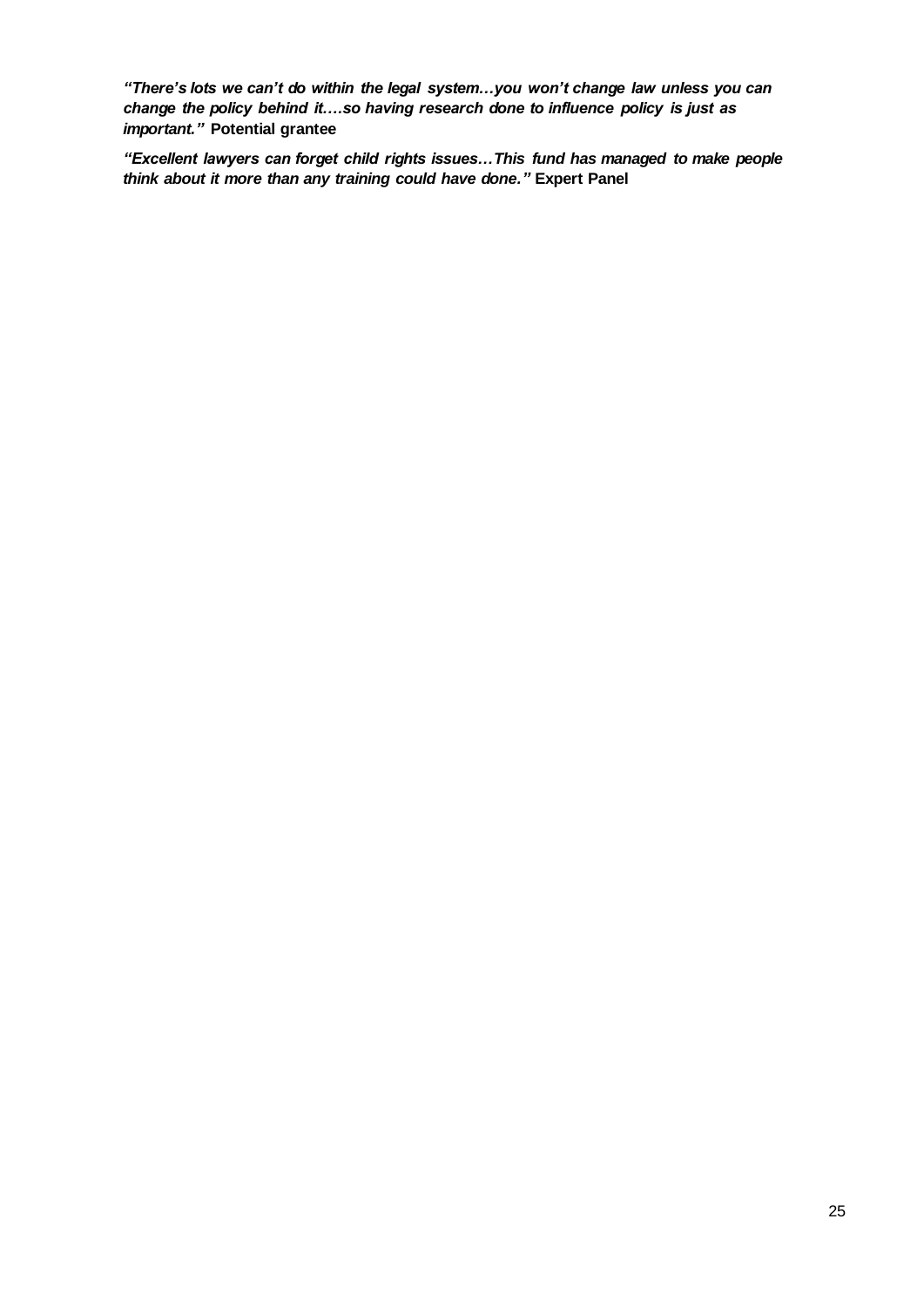***"There's lots we can't do within the legal system…you won't change law unless you can change the policy behind it….so having research done to influence policy is just as important."*** **Potential grantee**

***"Excellent lawyers can forget child rights issues…This fund has managed to make people think about it more than any training could have done."*** **Expert Panel**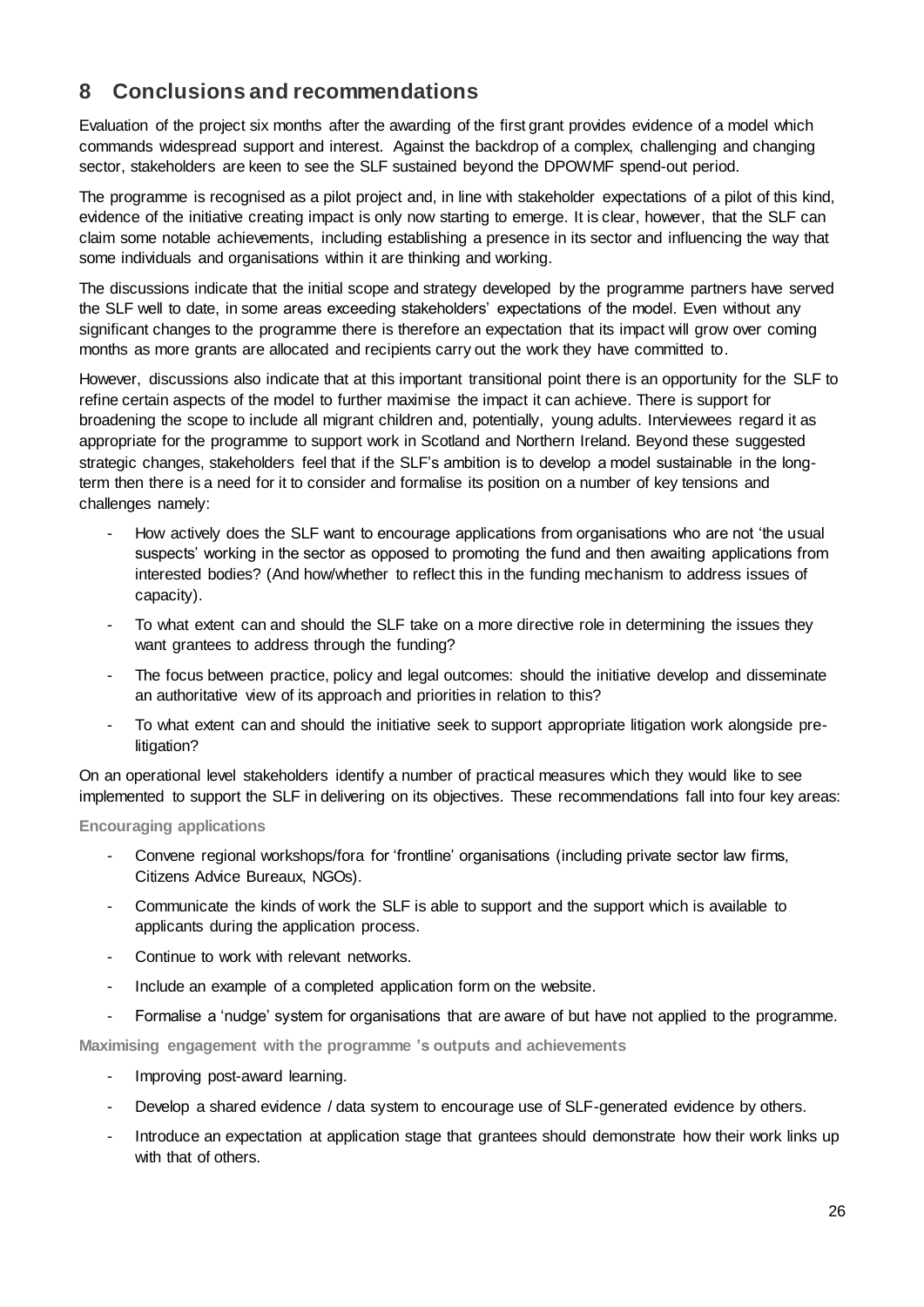## 8 Conclusions and recommendations

Evaluation of the project six months after the awarding of the first grant provides evidence of a model which commands widespread support and interest. Against the backdrop of a complex, challenging and changing sector, stakeholders are keen to see the SLF sustained beyond the DPOWMF spend-out period.

The programme is recognised as a pilot project and, in line with stakeholder expectations of a pilot of this kind, evidence of the initiative creating impact is only now starting to emerge. It is clear, however, that the SLF can claim some notable achievements, including establishing a presence in its sector and influencing the way that some individuals and organisations within it are thinking and working.

The discussions indicate that the initial scope and strategy developed by the programme partners have served the SLF well to date, in some areas exceeding stakeholders' expectations of the model. Even without any significant changes to the programme there is therefore an expectation that its impact will grow over coming months as more grants are allocated and recipients carry out the work they have committed to.

However, discussions also indicate that at this important transitional point there is an opportunity for the SLF to refine certain aspects of the model to further maximise the impact it can achieve. There is support for broadening the scope to include all migrant children and, potentially, young adults. Interviewees regard it as appropriate for the programme to support work in Scotland and Northern Ireland. Beyond these suggested strategic changes, stakeholders feel that if the SLF's ambition is to develop a model sustainable in the long-term then there is a need for it to consider and formalise its position on a number of key tensions and challenges namely:

- How actively does the SLF want to encourage applications from organisations who are not 'the usual suspects' working in the sector as opposed to promoting the fund and then awaiting applications from interested bodies? (And how/whether to reflect this in the funding mechanism to address issues of capacity).
- To what extent can and should the SLF take on a more directive role in determining the issues they want grantees to address through the funding?
- The focus between practice, policy and legal outcomes: should the initiative develop and disseminate an authoritative view of its approach and priorities in relation to this?
- To what extent can and should the initiative seek to support appropriate litigation work alongside pre-litigation?

On an operational level stakeholders identify a number of practical measures which they would like to see implemented to support the SLF in delivering on its objectives. These recommendations fall into four key areas:

**Encouraging applications**

- Convene regional workshops/fora for 'frontline' organisations (including private sector law firms, Citizens Advice Bureaux, NGOs).
- Communicate the kinds of work the SLF is able to support and the support which is available to applicants during the application process.
- Continue to work with relevant networks.
- Include an example of a completed application form on the website.
- Formalise a 'nudge' system for organisations that are aware of but have not applied to the programme.

**Maximising engagement with the programme's outputs and achievements**

- Improving post-award learning.
- Develop a shared evidence / data system to encourage use of SLF-generated evidence by others.
- Introduce an expectation at application stage that grantees should demonstrate how their work links up with that of others.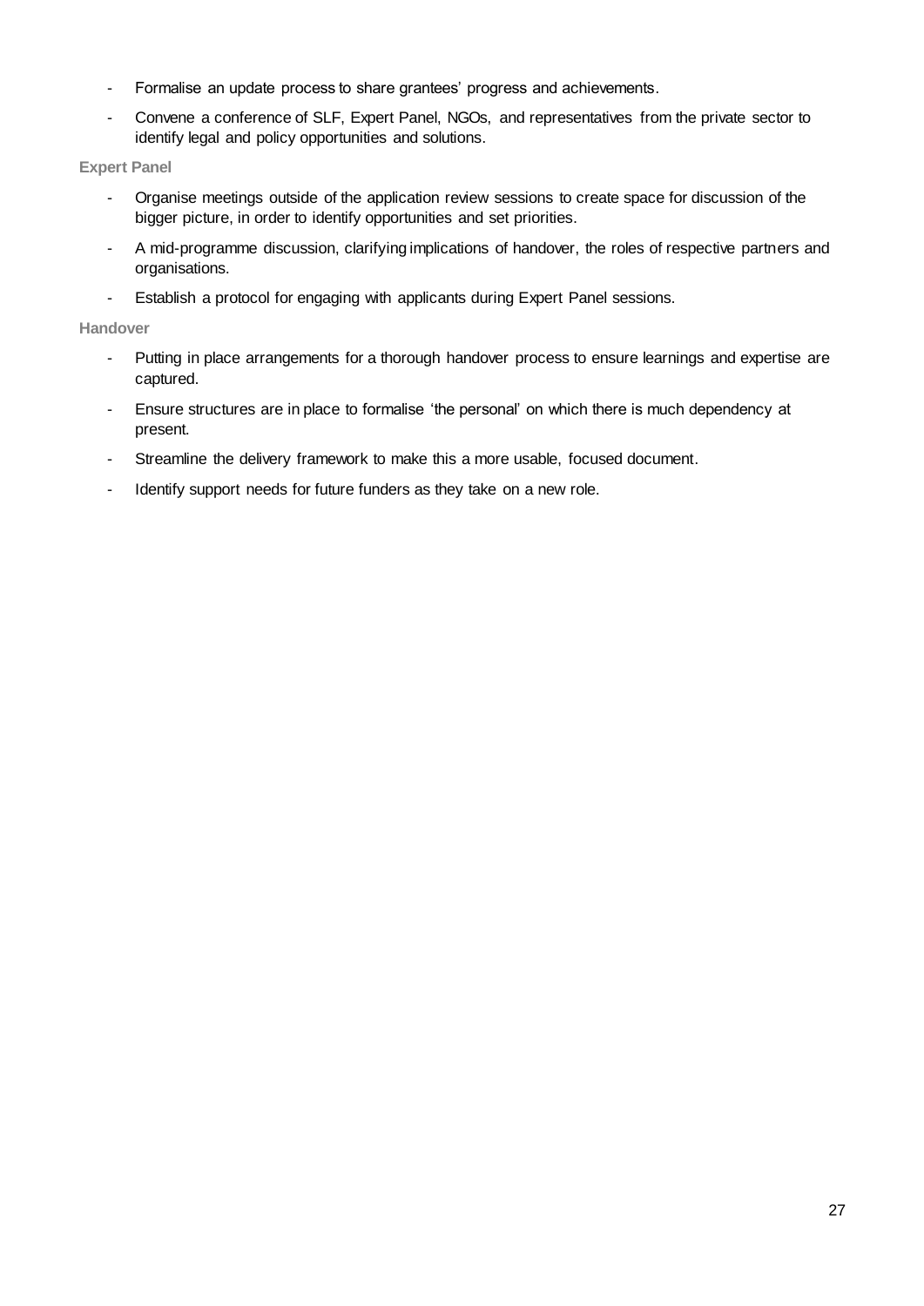- Formalise an update process to share grantees' progress and achievements.
- Convene a conference of SLF, Expert Panel, NGOs, and representatives from the private sector to identify legal and policy opportunities and solutions.

**Expert Panel**

- Organise meetings outside of the application review sessions to create space for discussion of the bigger picture, in order to identify opportunities and set priorities.
- A mid-programme discussion, clarifying implications of handover, the roles of respective partners and organisations.
- Establish a protocol for engaging with applicants during Expert Panel sessions.

**Handover**

- Putting in place arrangements for a thorough handover process to ensure learnings and expertise are captured.
- Ensure structures are in place to formalise 'the personal' on which there is much dependency at present.
- Streamline the delivery framework to make this a more usable, focused document.
- Identify support needs for future funders as they take on a new role.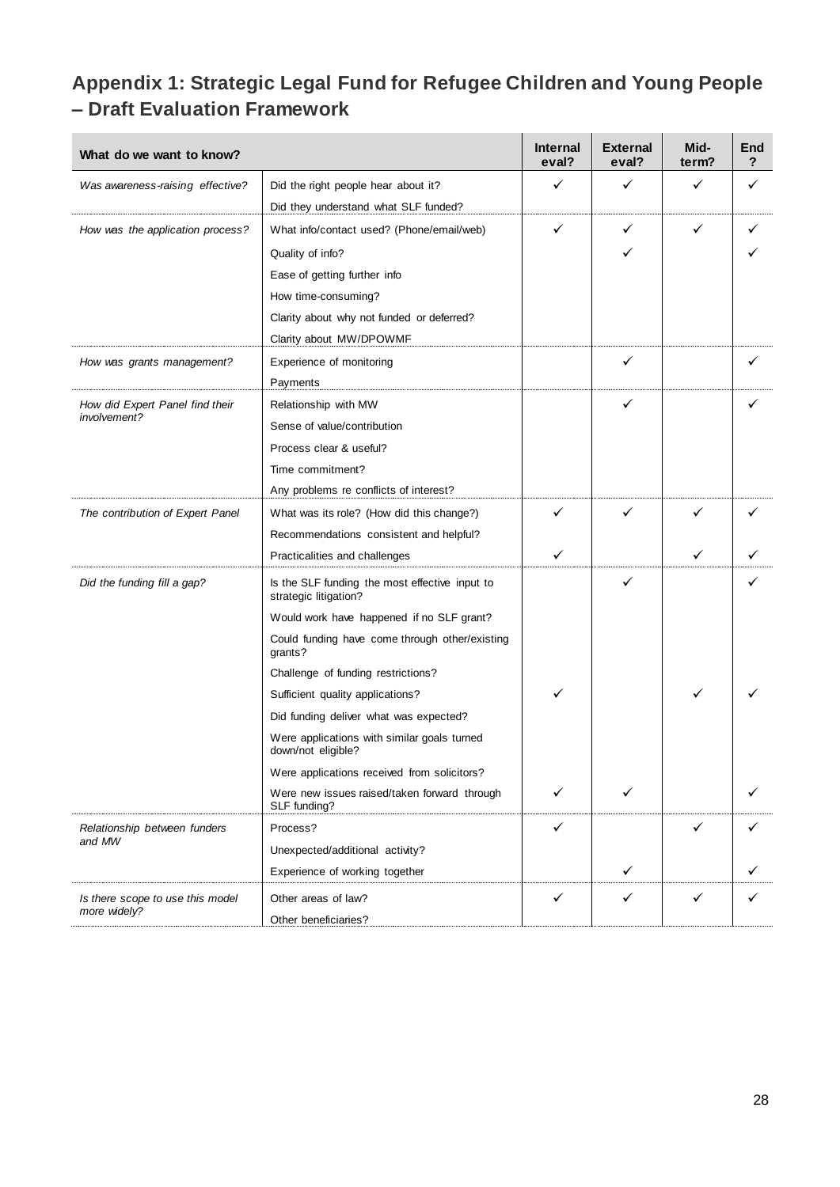## Appendix 1: Strategic Legal Fund for Refugee Children and Young People – Draft Evaluation Framework

| What do we want to know? | | Internal eval? | External eval? | Mid-term? | End? |
|---|---|---|---|---|---|
| *Was awareness-raising effective?* | Did the right people hear about it? | ✓ | ✓ | ✓ | ✓ |
| | Did they understand what SLF funded? | | | | |
| *How was the application process?* | What info/contact used? (Phone/email/web) | ✓ | ✓ | ✓ | ✓ |
| | Quality of info? | | ✓ | | ✓ |
| | Ease of getting further info | | | | |
| | How time-consuming? | | | | |
| | Clarity about why not funded or deferred? | | | | |
| | Clarity about MW/DPOWMF | | | | |
| *How was grants management?* | Experience of monitoring | | ✓ | | ✓ |
| | Payments | | | | |
| *How did Expert Panel find their involvement?* | Relationship with MW | | ✓ | | ✓ |
| | Sense of value/contribution | | | | |
| | Process clear & useful? | | | | |
| | Time commitment? | | | | |
| | Any problems re conflicts of interest? | | | | |
| *The contribution of Expert Panel* | What was its role? (How did this change?) | ✓ | ✓ | ✓ | ✓ |
| | Recommendations consistent and helpful? | | | | |
| | Practicalities and challenges | ✓ | | ✓ | ✓ |
| *Did the funding fill a gap?* | Is the SLF funding the most effective input to strategic litigation? | | ✓ | | ✓ |
| | Would work have happened if no SLF grant? | | | | |
| | Could funding have come through other/existing grants? | | | | |
| | Challenge of funding restrictions? | | | | |
| | Sufficient quality applications? | ✓ | | ✓ | ✓ |
| | Did funding deliver what was expected? | | | | |
| | Were applications with similar goals turned down/not eligible? | | | | |
| | Were applications received from solicitors? | | | | |
| | Were new issues raised/taken forward through SLF funding? | ✓ | ✓ | | ✓ |
| *Relationship between funders and MW* | Process? | ✓ | | ✓ | ✓ |
| | Unexpected/additional activity? | | | | |
| | Experience of working together | | ✓ | | ✓ |
| *Is there scope to use this model more widely?* | Other areas of law? | ✓ | ✓ | ✓ | ✓ |
| | Other beneficiaries? | | | | |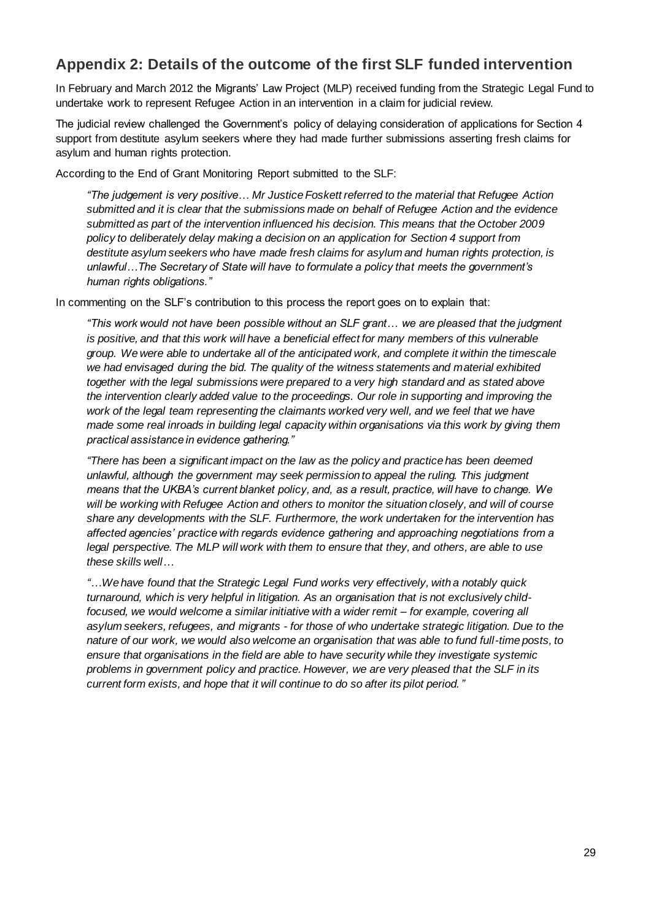## Appendix 2: Details of the outcome of the first SLF funded intervention

In February and March 2012 the Migrants' Law Project (MLP) received funding from the Strategic Legal Fund to undertake work to represent Refugee Action in an intervention in a claim for judicial review.

The judicial review challenged the Government's policy of delaying consideration of applications for Section 4 support from destitute asylum seekers where they had made further submissions asserting fresh claims for asylum and human rights protection.

According to the End of Grant Monitoring Report submitted to the SLF:

> *"The judgement is very positive… Mr Justice Foskett referred to the material that Refugee Action submitted and it is clear that the submissions made on behalf of Refugee Action and the evidence submitted as part of the intervention influenced his decision. This means that the October 2009 policy to deliberately delay making a decision on an application for Section 4 support from destitute asylum seekers who have made fresh claims for asylum and human rights protection, is unlawful…The Secretary of State will have to formulate a policy that meets the government's human rights obligations."*

In commenting on the SLF's contribution to this process the report goes on to explain that:

> *"This work would not have been possible without an SLF grant… we are pleased that the judgment is positive, and that this work will have a beneficial effect for many members of this vulnerable group. We were able to undertake all of the anticipated work, and complete it within the timescale we had envisaged during the bid. The quality of the witness statements and material exhibited together with the legal submissions were prepared to a very high standard and as stated above the intervention clearly added value to the proceedings. Our role in supporting and improving the work of the legal team representing the claimants worked very well, and we feel that we have made some real inroads in building legal capacity within organisations via this work by giving them practical assistance in evidence gathering."*
>
> *"There has been a significant impact on the law as the policy and practice has been deemed unlawful, although the government may seek permission to appeal the ruling. This judgment means that the UKBA's current blanket policy, and, as a result, practice, will have to change. We will be working with Refugee Action and others to monitor the situation closely, and will of course share any developments with the SLF. Furthermore, the work undertaken for the intervention has affected agencies' practice with regards evidence gathering and approaching negotiations from a legal perspective. The MLP will work with them to ensure that they, and others, are able to use these skills well…*
>
> *"…We have found that the Strategic Legal Fund works very effectively, with a notably quick turnaround, which is very helpful in litigation. As an organisation that is not exclusively child-focused, we would welcome a similar initiative with a wider remit – for example, covering all asylum seekers, refugees, and migrants - for those of who undertake strategic litigation. Due to the nature of our work, we would also welcome an organisation that was able to fund full-time posts, to ensure that organisations in the field are able to have security while they investigate systemic problems in government policy and practice. However, we are very pleased that the SLF in its current form exists, and hope that it will continue to do so after its pilot period."*